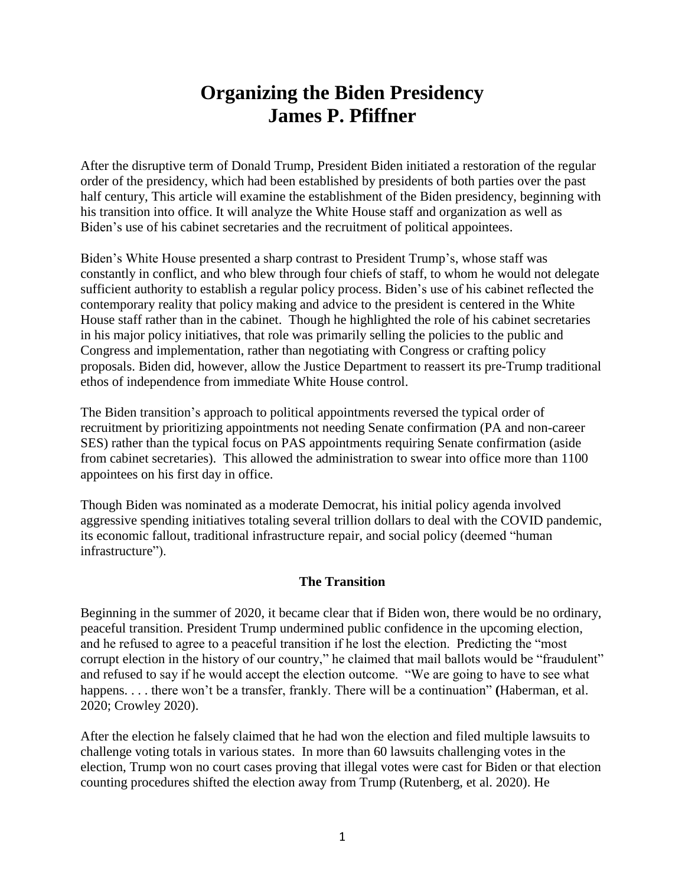# Organizing the Biden Presidency
# James P. Pfiffner

After the disruptive term of Donald Trump, President Biden initiated a restoration of the regular order of the presidency, which had been established by presidents of both parties over the past half century, This article will examine the establishment of the Biden presidency, beginning with his transition into office. It will analyze the White House staff and organization as well as Biden's use of his cabinet secretaries and the recruitment of political appointees.

Biden's White House presented a sharp contrast to President Trump's, whose staff was constantly in conflict, and who blew through four chiefs of staff, to whom he would not delegate sufficient authority to establish a regular policy process. Biden's use of his cabinet reflected the contemporary reality that policy making and advice to the president is centered in the White House staff rather than in the cabinet. Though he highlighted the role of his cabinet secretaries in his major policy initiatives, that role was primarily selling the policies to the public and Congress and implementation, rather than negotiating with Congress or crafting policy proposals. Biden did, however, allow the Justice Department to reassert its pre-Trump traditional ethos of independence from immediate White House control.

The Biden transition's approach to political appointments reversed the typical order of recruitment by prioritizing appointments not needing Senate confirmation (PA and non-career SES) rather than the typical focus on PAS appointments requiring Senate confirmation (aside from cabinet secretaries). This allowed the administration to swear into office more than 1100 appointees on his first day in office.

Though Biden was nominated as a moderate Democrat, his initial policy agenda involved aggressive spending initiatives totaling several trillion dollars to deal with the COVID pandemic, its economic fallout, traditional infrastructure repair, and social policy (deemed "human infrastructure").

### The Transition

Beginning in the summer of 2020, it became clear that if Biden won, there would be no ordinary, peaceful transition. President Trump undermined public confidence in the upcoming election, and he refused to agree to a peaceful transition if he lost the election. Predicting the "most corrupt election in the history of our country," he claimed that mail ballots would be "fraudulent" and refused to say if he would accept the election outcome. "We are going to have to see what happens. . . . there won't be a transfer, frankly. There will be a continuation" (Haberman, et al. 2020; Crowley 2020).

After the election he falsely claimed that he had won the election and filed multiple lawsuits to challenge voting totals in various states. In more than 60 lawsuits challenging votes in the election, Trump won no court cases proving that illegal votes were cast for Biden or that election counting procedures shifted the election away from Trump (Rutenberg, et al. 2020). He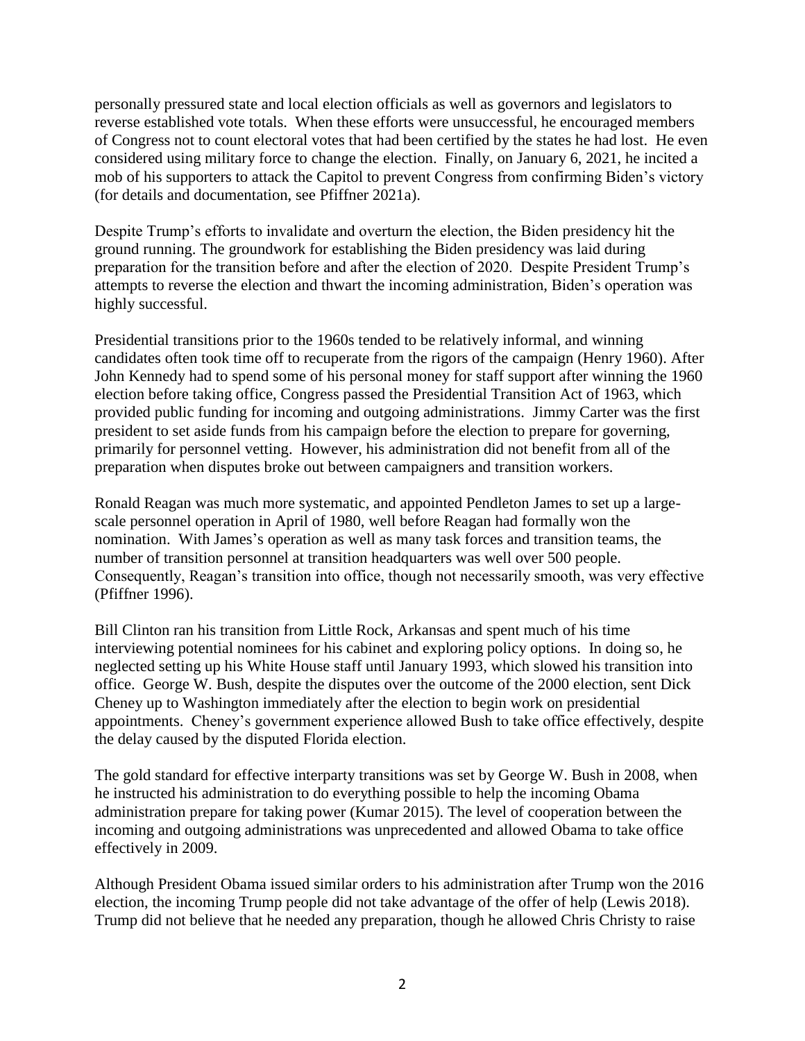personally pressured state and local election officials as well as governors and legislators to reverse established vote totals. When these efforts were unsuccessful, he encouraged members of Congress not to count electoral votes that had been certified by the states he had lost. He even considered using military force to change the election. Finally, on January 6, 2021, he incited a mob of his supporters to attack the Capitol to prevent Congress from confirming Biden's victory (for details and documentation, see Pfiffner 2021a).

Despite Trump's efforts to invalidate and overturn the election, the Biden presidency hit the ground running. The groundwork for establishing the Biden presidency was laid during preparation for the transition before and after the election of 2020. Despite President Trump's attempts to reverse the election and thwart the incoming administration, Biden's operation was highly successful.

Presidential transitions prior to the 1960s tended to be relatively informal, and winning candidates often took time off to recuperate from the rigors of the campaign (Henry 1960). After John Kennedy had to spend some of his personal money for staff support after winning the 1960 election before taking office, Congress passed the Presidential Transition Act of 1963, which provided public funding for incoming and outgoing administrations. Jimmy Carter was the first president to set aside funds from his campaign before the election to prepare for governing, primarily for personnel vetting. However, his administration did not benefit from all of the preparation when disputes broke out between campaigners and transition workers.

Ronald Reagan was much more systematic, and appointed Pendleton James to set up a large-scale personnel operation in April of 1980, well before Reagan had formally won the nomination. With James's operation as well as many task forces and transition teams, the number of transition personnel at transition headquarters was well over 500 people. Consequently, Reagan's transition into office, though not necessarily smooth, was very effective (Pfiffner 1996).

Bill Clinton ran his transition from Little Rock, Arkansas and spent much of his time interviewing potential nominees for his cabinet and exploring policy options. In doing so, he neglected setting up his White House staff until January 1993, which slowed his transition into office. George W. Bush, despite the disputes over the outcome of the 2000 election, sent Dick Cheney up to Washington immediately after the election to begin work on presidential appointments. Cheney's government experience allowed Bush to take office effectively, despite the delay caused by the disputed Florida election.

The gold standard for effective interparty transitions was set by George W. Bush in 2008, when he instructed his administration to do everything possible to help the incoming Obama administration prepare for taking power (Kumar 2015). The level of cooperation between the incoming and outgoing administrations was unprecedented and allowed Obama to take office effectively in 2009.

Although President Obama issued similar orders to his administration after Trump won the 2016 election, the incoming Trump people did not take advantage of the offer of help (Lewis 2018). Trump did not believe that he needed any preparation, though he allowed Chris Christy to raise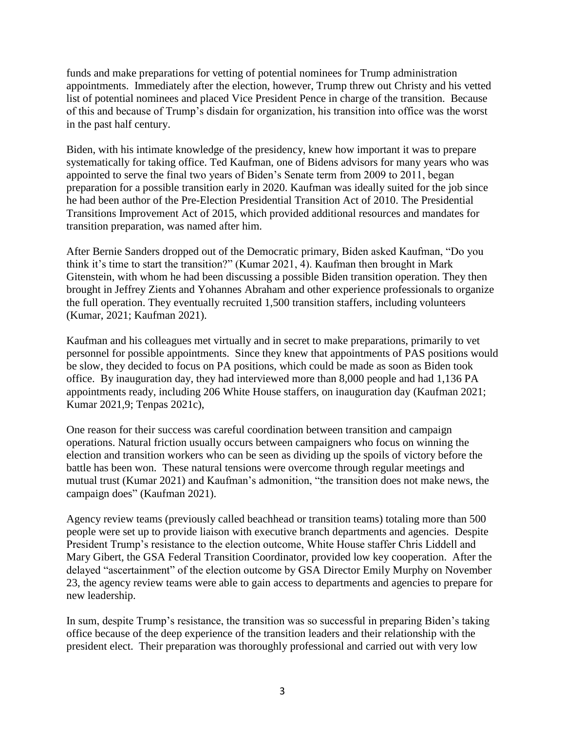funds and make preparations for vetting of potential nominees for Trump administration appointments. Immediately after the election, however, Trump threw out Christy and his vetted list of potential nominees and placed Vice President Pence in charge of the transition. Because of this and because of Trump's disdain for organization, his transition into office was the worst in the past half century.

Biden, with his intimate knowledge of the presidency, knew how important it was to prepare systematically for taking office. Ted Kaufman, one of Bidens advisors for many years who was appointed to serve the final two years of Biden's Senate term from 2009 to 2011, began preparation for a possible transition early in 2020. Kaufman was ideally suited for the job since he had been author of the Pre-Election Presidential Transition Act of 2010. The Presidential Transitions Improvement Act of 2015, which provided additional resources and mandates for transition preparation, was named after him.

After Bernie Sanders dropped out of the Democratic primary, Biden asked Kaufman, "Do you think it's time to start the transition?" (Kumar 2021, 4). Kaufman then brought in Mark Gitenstein, with whom he had been discussing a possible Biden transition operation. They then brought in Jeffrey Zients and Yohannes Abraham and other experience professionals to organize the full operation. They eventually recruited 1,500 transition staffers, including volunteers (Kumar, 2021; Kaufman 2021).

Kaufman and his colleagues met virtually and in secret to make preparations, primarily to vet personnel for possible appointments. Since they knew that appointments of PAS positions would be slow, they decided to focus on PA positions, which could be made as soon as Biden took office. By inauguration day, they had interviewed more than 8,000 people and had 1,136 PA appointments ready, including 206 White House staffers, on inauguration day (Kaufman 2021; Kumar 2021,9; Tenpas 2021c),

One reason for their success was careful coordination between transition and campaign operations. Natural friction usually occurs between campaigners who focus on winning the election and transition workers who can be seen as dividing up the spoils of victory before the battle has been won. These natural tensions were overcome through regular meetings and mutual trust (Kumar 2021) and Kaufman's admonition, "the transition does not make news, the campaign does" (Kaufman 2021).

Agency review teams (previously called beachhead or transition teams) totaling more than 500 people were set up to provide liaison with executive branch departments and agencies. Despite President Trump's resistance to the election outcome, White House staffer Chris Liddell and Mary Gibert, the GSA Federal Transition Coordinator, provided low key cooperation. After the delayed "ascertainment" of the election outcome by GSA Director Emily Murphy on November 23, the agency review teams were able to gain access to departments and agencies to prepare for new leadership.

In sum, despite Trump's resistance, the transition was so successful in preparing Biden's taking office because of the deep experience of the transition leaders and their relationship with the president elect. Their preparation was thoroughly professional and carried out with very low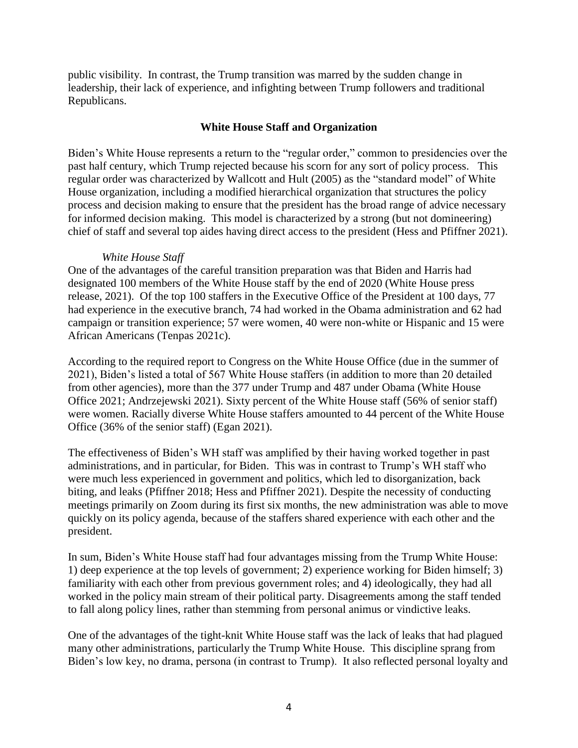public visibility. In contrast, the Trump transition was marred by the sudden change in leadership, their lack of experience, and infighting between Trump followers and traditional Republicans.

## White House Staff and Organization

Biden's White House represents a return to the "regular order," common to presidencies over the past half century, which Trump rejected because his scorn for any sort of policy process. This regular order was characterized by Wallcott and Hult (2005) as the "standard model" of White House organization, including a modified hierarchical organization that structures the policy process and decision making to ensure that the president has the broad range of advice necessary for informed decision making. This model is characterized by a strong (but not domineering) chief of staff and several top aides having direct access to the president (Hess and Pfiffner 2021).

### *White House Staff*

One of the advantages of the careful transition preparation was that Biden and Harris had designated 100 members of the White House staff by the end of 2020 (White House press release, 2021). Of the top 100 staffers in the Executive Office of the President at 100 days, 77 had experience in the executive branch, 74 had worked in the Obama administration and 62 had campaign or transition experience; 57 were women, 40 were non-white or Hispanic and 15 were African Americans (Tenpas 2021c).

According to the required report to Congress on the White House Office (due in the summer of 2021), Biden's listed a total of 567 White House staffers (in addition to more than 20 detailed from other agencies), more than the 377 under Trump and 487 under Obama (White House Office 2021; Andrzejewski 2021). Sixty percent of the White House staff (56% of senior staff) were women. Racially diverse White House staffers amounted to 44 percent of the White House Office (36% of the senior staff) (Egan 2021).

The effectiveness of Biden's WH staff was amplified by their having worked together in past administrations, and in particular, for Biden. This was in contrast to Trump's WH staff who were much less experienced in government and politics, which led to disorganization, back biting, and leaks (Pfiffner 2018; Hess and Pfiffner 2021). Despite the necessity of conducting meetings primarily on Zoom during its first six months, the new administration was able to move quickly on its policy agenda, because of the staffers shared experience with each other and the president.

In sum, Biden's White House staff had four advantages missing from the Trump White House: 1) deep experience at the top levels of government; 2) experience working for Biden himself; 3) familiarity with each other from previous government roles; and 4) ideologically, they had all worked in the policy main stream of their political party. Disagreements among the staff tended to fall along policy lines, rather than stemming from personal animus or vindictive leaks.

One of the advantages of the tight-knit White House staff was the lack of leaks that had plagued many other administrations, particularly the Trump White House. This discipline sprang from Biden's low key, no drama, persona (in contrast to Trump). It also reflected personal loyalty and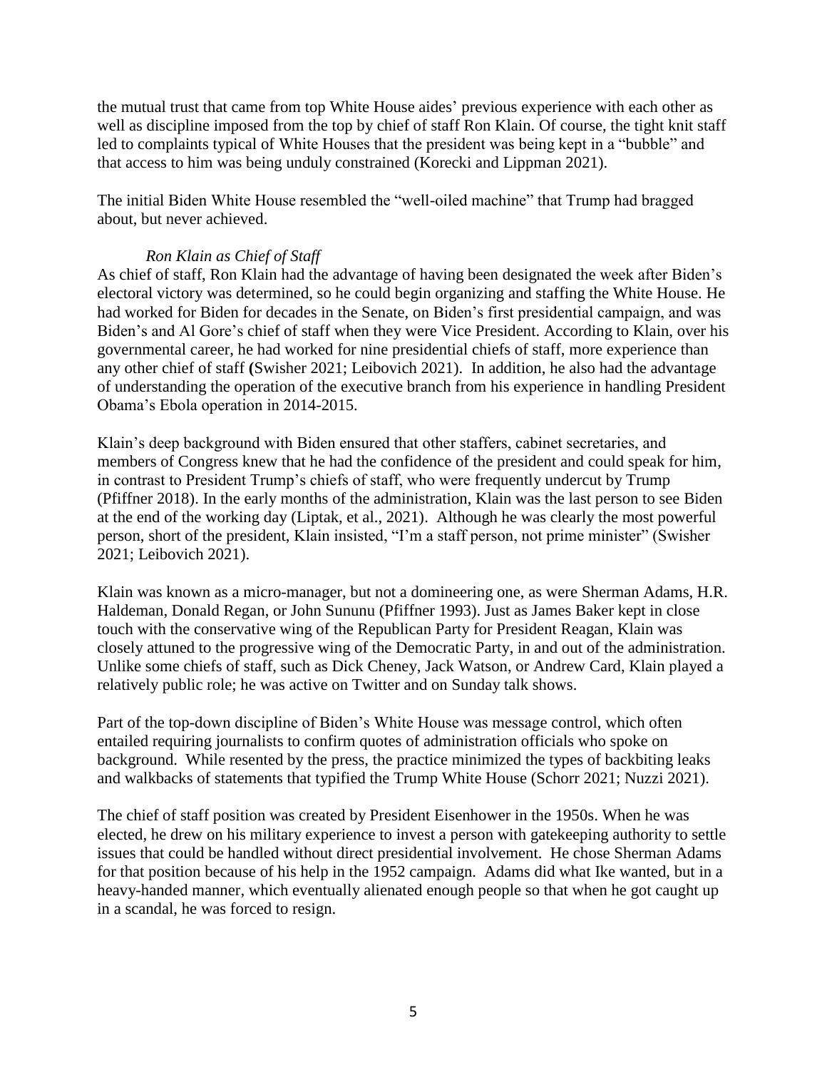the mutual trust that came from top White House aides' previous experience with each other as well as discipline imposed from the top by chief of staff Ron Klain. Of course, the tight knit staff led to complaints typical of White Houses that the president was being kept in a "bubble" and that access to him was being unduly constrained (Korecki and Lippman 2021).

The initial Biden White House resembled the "well-oiled machine" that Trump had bragged about, but never achieved.

*Ron Klain as Chief of Staff*

As chief of staff, Ron Klain had the advantage of having been designated the week after Biden's electoral victory was determined, so he could begin organizing and staffing the White House. He had worked for Biden for decades in the Senate, on Biden's first presidential campaign, and was Biden's and Al Gore's chief of staff when they were Vice President. According to Klain, over his governmental career, he had worked for nine presidential chiefs of staff, more experience than any other chief of staff (Swisher 2021; Leibovich 2021). In addition, he also had the advantage of understanding the operation of the executive branch from his experience in handling President Obama's Ebola operation in 2014-2015.

Klain's deep background with Biden ensured that other staffers, cabinet secretaries, and members of Congress knew that he had the confidence of the president and could speak for him, in contrast to President Trump's chiefs of staff, who were frequently undercut by Trump (Pfiffner 2018). In the early months of the administration, Klain was the last person to see Biden at the end of the working day (Liptak, et al., 2021). Although he was clearly the most powerful person, short of the president, Klain insisted, "I'm a staff person, not prime minister" (Swisher 2021; Leibovich 2021).

Klain was known as a micro-manager, but not a domineering one, as were Sherman Adams, H.R. Haldeman, Donald Regan, or John Sununu (Pfiffner 1993). Just as James Baker kept in close touch with the conservative wing of the Republican Party for President Reagan, Klain was closely attuned to the progressive wing of the Democratic Party, in and out of the administration. Unlike some chiefs of staff, such as Dick Cheney, Jack Watson, or Andrew Card, Klain played a relatively public role; he was active on Twitter and on Sunday talk shows.

Part of the top-down discipline of Biden's White House was message control, which often entailed requiring journalists to confirm quotes of administration officials who spoke on background. While resented by the press, the practice minimized the types of backbiting leaks and walkbacks of statements that typified the Trump White House (Schorr 2021; Nuzzi 2021).

The chief of staff position was created by President Eisenhower in the 1950s. When he was elected, he drew on his military experience to invest a person with gatekeeping authority to settle issues that could be handled without direct presidential involvement. He chose Sherman Adams for that position because of his help in the 1952 campaign. Adams did what Ike wanted, but in a heavy-handed manner, which eventually alienated enough people so that when he got caught up in a scandal, he was forced to resign.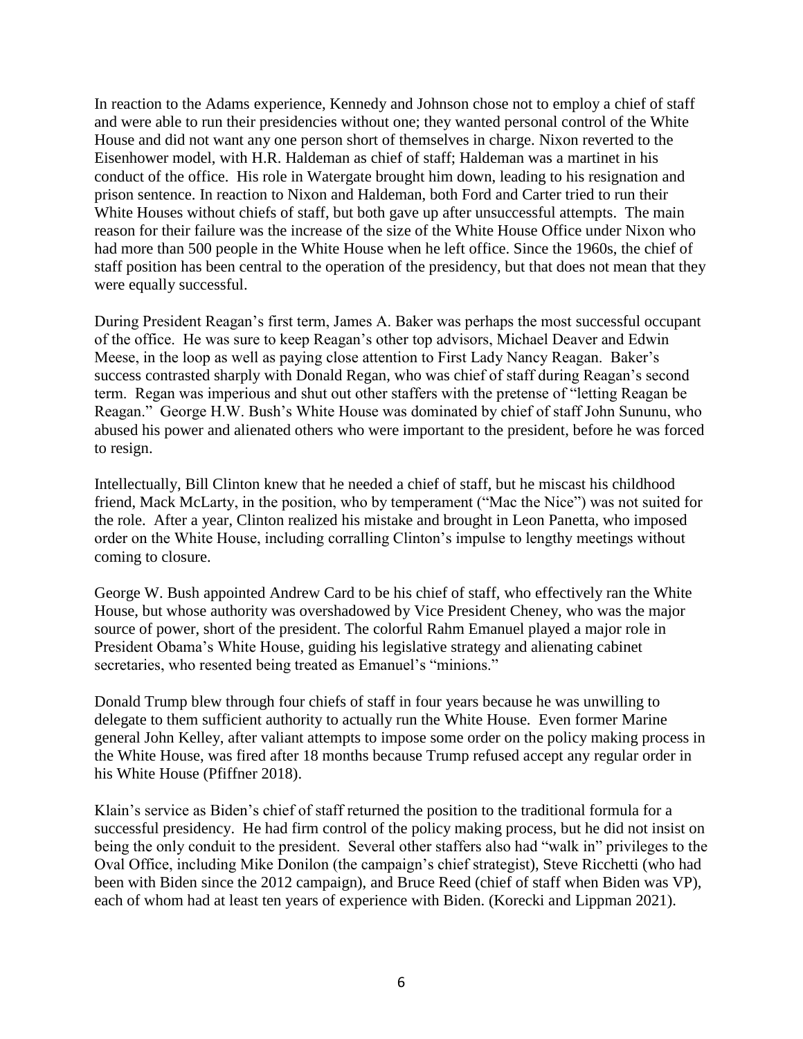In reaction to the Adams experience, Kennedy and Johnson chose not to employ a chief of staff and were able to run their presidencies without one; they wanted personal control of the White House and did not want any one person short of themselves in charge. Nixon reverted to the Eisenhower model, with H.R. Haldeman as chief of staff; Haldeman was a martinet in his conduct of the office. His role in Watergate brought him down, leading to his resignation and prison sentence. In reaction to Nixon and Haldeman, both Ford and Carter tried to run their White Houses without chiefs of staff, but both gave up after unsuccessful attempts. The main reason for their failure was the increase of the size of the White House Office under Nixon who had more than 500 people in the White House when he left office. Since the 1960s, the chief of staff position has been central to the operation of the presidency, but that does not mean that they were equally successful.

During President Reagan's first term, James A. Baker was perhaps the most successful occupant of the office. He was sure to keep Reagan's other top advisors, Michael Deaver and Edwin Meese, in the loop as well as paying close attention to First Lady Nancy Reagan. Baker's success contrasted sharply with Donald Regan, who was chief of staff during Reagan's second term. Regan was imperious and shut out other staffers with the pretense of "letting Reagan be Reagan." George H.W. Bush's White House was dominated by chief of staff John Sununu, who abused his power and alienated others who were important to the president, before he was forced to resign.

Intellectually, Bill Clinton knew that he needed a chief of staff, but he miscast his childhood friend, Mack McLarty, in the position, who by temperament ("Mac the Nice") was not suited for the role. After a year, Clinton realized his mistake and brought in Leon Panetta, who imposed order on the White House, including corralling Clinton's impulse to lengthy meetings without coming to closure.

George W. Bush appointed Andrew Card to be his chief of staff, who effectively ran the White House, but whose authority was overshadowed by Vice President Cheney, who was the major source of power, short of the president. The colorful Rahm Emanuel played a major role in President Obama's White House, guiding his legislative strategy and alienating cabinet secretaries, who resented being treated as Emanuel's "minions."

Donald Trump blew through four chiefs of staff in four years because he was unwilling to delegate to them sufficient authority to actually run the White House. Even former Marine general John Kelley, after valiant attempts to impose some order on the policy making process in the White House, was fired after 18 months because Trump refused accept any regular order in his White House (Pfiffner 2018).

Klain's service as Biden's chief of staff returned the position to the traditional formula for a successful presidency. He had firm control of the policy making process, but he did not insist on being the only conduit to the president. Several other staffers also had "walk in" privileges to the Oval Office, including Mike Donilon (the campaign's chief strategist), Steve Ricchetti (who had been with Biden since the 2012 campaign), and Bruce Reed (chief of staff when Biden was VP), each of whom had at least ten years of experience with Biden. (Korecki and Lippman 2021).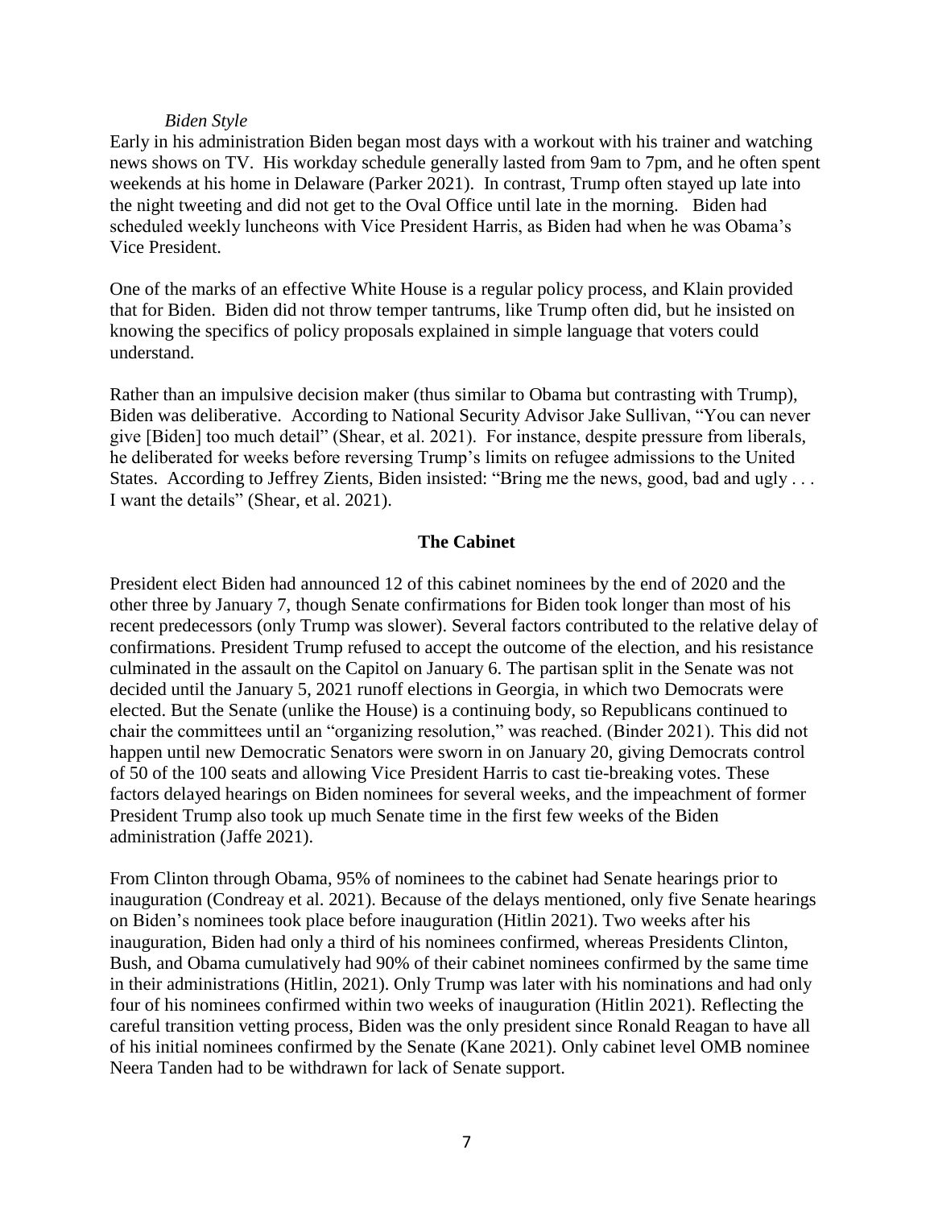*Biden Style*

Early in his administration Biden began most days with a workout with his trainer and watching news shows on TV. His workday schedule generally lasted from 9am to 7pm, and he often spent weekends at his home in Delaware (Parker 2021). In contrast, Trump often stayed up late into the night tweeting and did not get to the Oval Office until late in the morning. Biden had scheduled weekly luncheons with Vice President Harris, as Biden had when he was Obama's Vice President.

One of the marks of an effective White House is a regular policy process, and Klain provided that for Biden. Biden did not throw temper tantrums, like Trump often did, but he insisted on knowing the specifics of policy proposals explained in simple language that voters could understand.

Rather than an impulsive decision maker (thus similar to Obama but contrasting with Trump), Biden was deliberative. According to National Security Advisor Jake Sullivan, "You can never give [Biden] too much detail" (Shear, et al. 2021). For instance, despite pressure from liberals, he deliberated for weeks before reversing Trump's limits on refugee admissions to the United States. According to Jeffrey Zients, Biden insisted: "Bring me the news, good, bad and ugly . . . I want the details" (Shear, et al. 2021).

## The Cabinet

President elect Biden had announced 12 of this cabinet nominees by the end of 2020 and the other three by January 7, though Senate confirmations for Biden took longer than most of his recent predecessors (only Trump was slower). Several factors contributed to the relative delay of confirmations. President Trump refused to accept the outcome of the election, and his resistance culminated in the assault on the Capitol on January 6. The partisan split in the Senate was not decided until the January 5, 2021 runoff elections in Georgia, in which two Democrats were elected. But the Senate (unlike the House) is a continuing body, so Republicans continued to chair the committees until an "organizing resolution," was reached. (Binder 2021). This did not happen until new Democratic Senators were sworn in on January 20, giving Democrats control of 50 of the 100 seats and allowing Vice President Harris to cast tie-breaking votes. These factors delayed hearings on Biden nominees for several weeks, and the impeachment of former President Trump also took up much Senate time in the first few weeks of the Biden administration (Jaffe 2021).

From Clinton through Obama, 95% of nominees to the cabinet had Senate hearings prior to inauguration (Condreay et al. 2021). Because of the delays mentioned, only five Senate hearings on Biden's nominees took place before inauguration (Hitlin 2021). Two weeks after his inauguration, Biden had only a third of his nominees confirmed, whereas Presidents Clinton, Bush, and Obama cumulatively had 90% of their cabinet nominees confirmed by the same time in their administrations (Hitlin, 2021). Only Trump was later with his nominations and had only four of his nominees confirmed within two weeks of inauguration (Hitlin 2021). Reflecting the careful transition vetting process, Biden was the only president since Ronald Reagan to have all of his initial nominees confirmed by the Senate (Kane 2021). Only cabinet level OMB nominee Neera Tanden had to be withdrawn for lack of Senate support.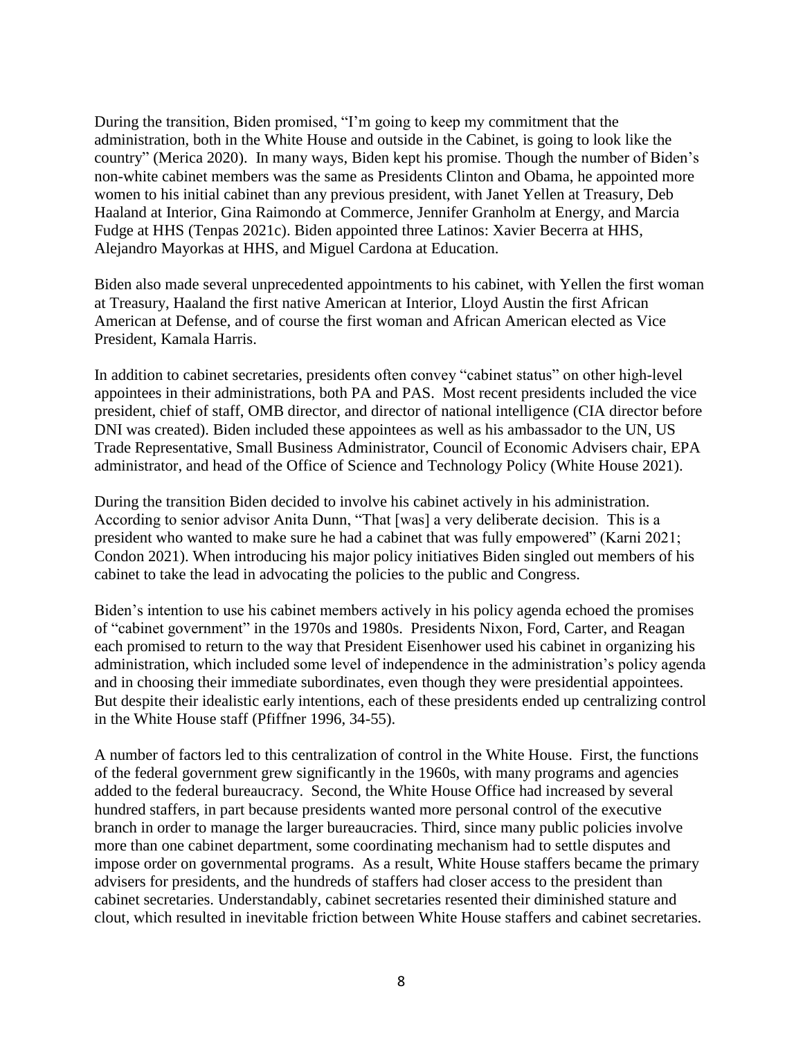During the transition, Biden promised, "I'm going to keep my commitment that the administration, both in the White House and outside in the Cabinet, is going to look like the country" (Merica 2020). In many ways, Biden kept his promise. Though the number of Biden's non-white cabinet members was the same as Presidents Clinton and Obama, he appointed more women to his initial cabinet than any previous president, with Janet Yellen at Treasury, Deb Haaland at Interior, Gina Raimondo at Commerce, Jennifer Granholm at Energy, and Marcia Fudge at HHS (Tenpas 2021c). Biden appointed three Latinos: Xavier Becerra at HHS, Alejandro Mayorkas at HHS, and Miguel Cardona at Education.

Biden also made several unprecedented appointments to his cabinet, with Yellen the first woman at Treasury, Haaland the first native American at Interior, Lloyd Austin the first African American at Defense, and of course the first woman and African American elected as Vice President, Kamala Harris.

In addition to cabinet secretaries, presidents often convey "cabinet status" on other high-level appointees in their administrations, both PA and PAS. Most recent presidents included the vice president, chief of staff, OMB director, and director of national intelligence (CIA director before DNI was created). Biden included these appointees as well as his ambassador to the UN, US Trade Representative, Small Business Administrator, Council of Economic Advisers chair, EPA administrator, and head of the Office of Science and Technology Policy (White House 2021).

During the transition Biden decided to involve his cabinet actively in his administration. According to senior advisor Anita Dunn, "That [was] a very deliberate decision. This is a president who wanted to make sure he had a cabinet that was fully empowered" (Karni 2021; Condon 2021). When introducing his major policy initiatives Biden singled out members of his cabinet to take the lead in advocating the policies to the public and Congress.

Biden's intention to use his cabinet members actively in his policy agenda echoed the promises of "cabinet government" in the 1970s and 1980s. Presidents Nixon, Ford, Carter, and Reagan each promised to return to the way that President Eisenhower used his cabinet in organizing his administration, which included some level of independence in the administration's policy agenda and in choosing their immediate subordinates, even though they were presidential appointees. But despite their idealistic early intentions, each of these presidents ended up centralizing control in the White House staff (Pfiffner 1996, 34-55).

A number of factors led to this centralization of control in the White House. First, the functions of the federal government grew significantly in the 1960s, with many programs and agencies added to the federal bureaucracy. Second, the White House Office had increased by several hundred staffers, in part because presidents wanted more personal control of the executive branch in order to manage the larger bureaucracies. Third, since many public policies involve more than one cabinet department, some coordinating mechanism had to settle disputes and impose order on governmental programs. As a result, White House staffers became the primary advisers for presidents, and the hundreds of staffers had closer access to the president than cabinet secretaries. Understandably, cabinet secretaries resented their diminished stature and clout, which resulted in inevitable friction between White House staffers and cabinet secretaries.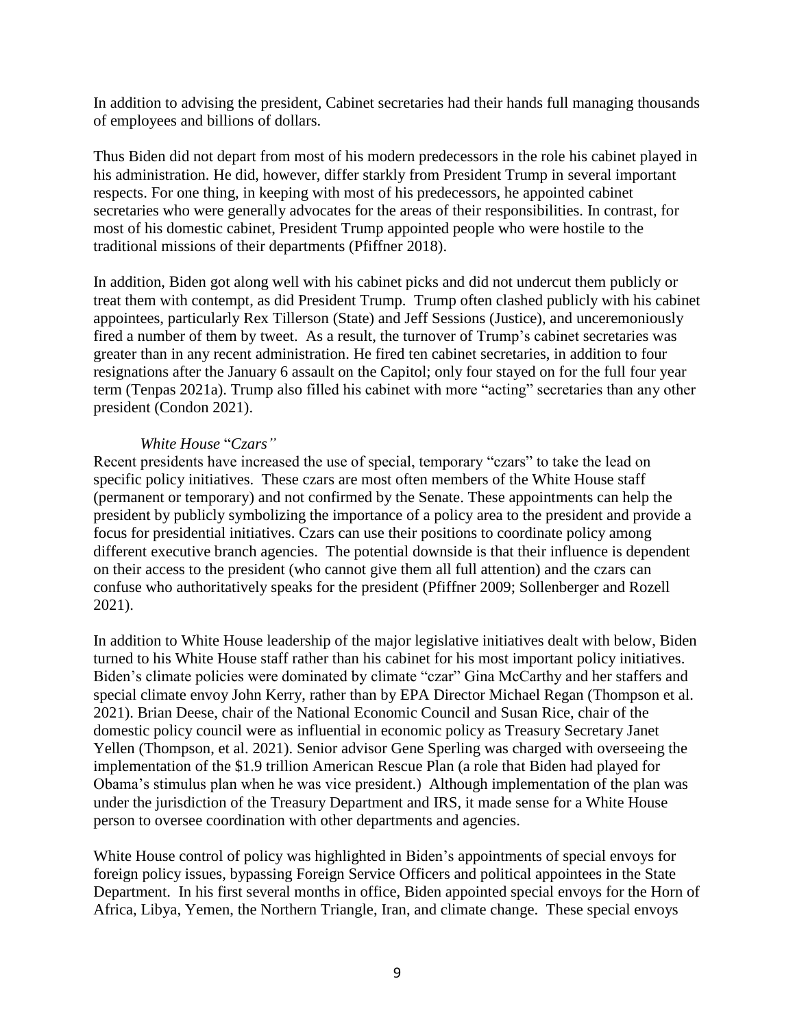In addition to advising the president, Cabinet secretaries had their hands full managing thousands of employees and billions of dollars.

Thus Biden did not depart from most of his modern predecessors in the role his cabinet played in his administration. He did, however, differ starkly from President Trump in several important respects. For one thing, in keeping with most of his predecessors, he appointed cabinet secretaries who were generally advocates for the areas of their responsibilities. In contrast, for most of his domestic cabinet, President Trump appointed people who were hostile to the traditional missions of their departments (Pfiffner 2018).

In addition, Biden got along well with his cabinet picks and did not undercut them publicly or treat them with contempt, as did President Trump. Trump often clashed publicly with his cabinet appointees, particularly Rex Tillerson (State) and Jeff Sessions (Justice), and unceremoniously fired a number of them by tweet. As a result, the turnover of Trump's cabinet secretaries was greater than in any recent administration. He fired ten cabinet secretaries, in addition to four resignations after the January 6 assault on the Capitol; only four stayed on for the full four year term (Tenpas 2021a). Trump also filled his cabinet with more "acting" secretaries than any other president (Condon 2021).

*White House "Czars"*

Recent presidents have increased the use of special, temporary "czars" to take the lead on specific policy initiatives. These czars are most often members of the White House staff (permanent or temporary) and not confirmed by the Senate. These appointments can help the president by publicly symbolizing the importance of a policy area to the president and provide a focus for presidential initiatives. Czars can use their positions to coordinate policy among different executive branch agencies. The potential downside is that their influence is dependent on their access to the president (who cannot give them all full attention) and the czars can confuse who authoritatively speaks for the president (Pfiffner 2009; Sollenberger and Rozell 2021).

In addition to White House leadership of the major legislative initiatives dealt with below, Biden turned to his White House staff rather than his cabinet for his most important policy initiatives. Biden's climate policies were dominated by climate "czar" Gina McCarthy and her staffers and special climate envoy John Kerry, rather than by EPA Director Michael Regan (Thompson et al. 2021). Brian Deese, chair of the National Economic Council and Susan Rice, chair of the domestic policy council were as influential in economic policy as Treasury Secretary Janet Yellen (Thompson, et al. 2021). Senior advisor Gene Sperling was charged with overseeing the implementation of the $1.9 trillion American Rescue Plan (a role that Biden had played for Obama's stimulus plan when he was vice president.) Although implementation of the plan was under the jurisdiction of the Treasury Department and IRS, it made sense for a White House person to oversee coordination with other departments and agencies.

White House control of policy was highlighted in Biden's appointments of special envoys for foreign policy issues, bypassing Foreign Service Officers and political appointees in the State Department. In his first several months in office, Biden appointed special envoys for the Horn of Africa, Libya, Yemen, the Northern Triangle, Iran, and climate change. These special envoys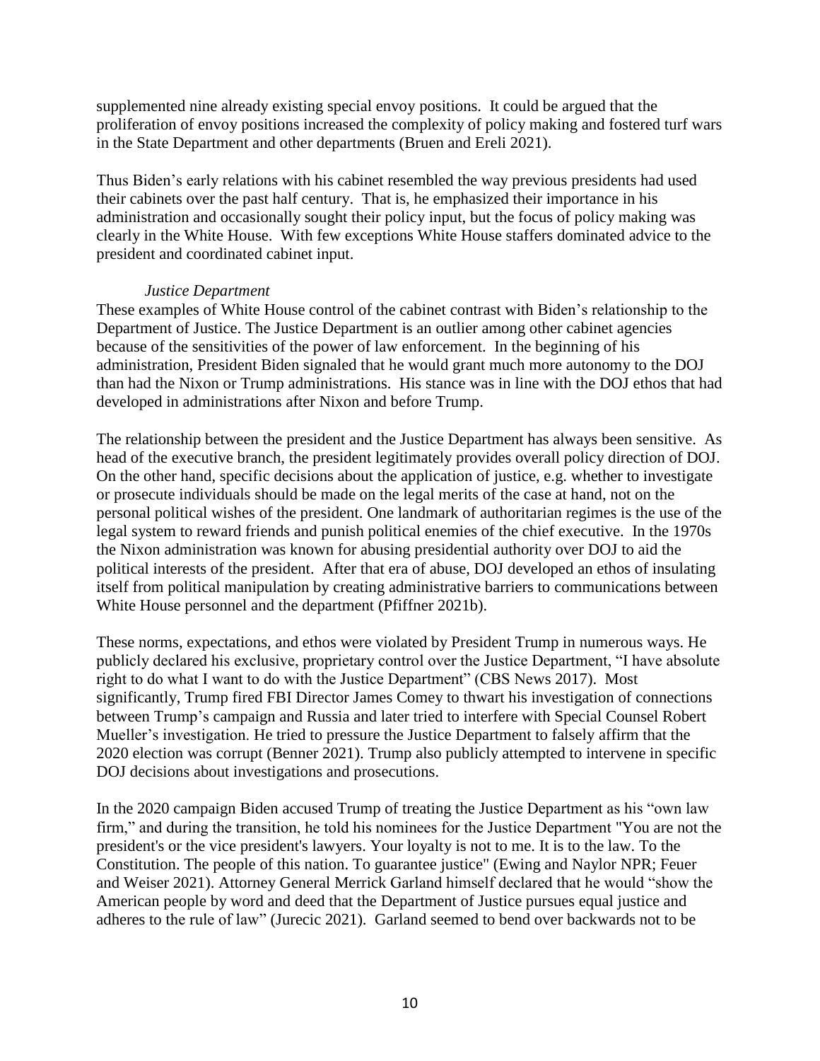supplemented nine already existing special envoy positions. It could be argued that the proliferation of envoy positions increased the complexity of policy making and fostered turf wars in the State Department and other departments (Bruen and Ereli 2021).

Thus Biden's early relations with his cabinet resembled the way previous presidents had used their cabinets over the past half century. That is, he emphasized their importance in his administration and occasionally sought their policy input, but the focus of policy making was clearly in the White House. With few exceptions White House staffers dominated advice to the president and coordinated cabinet input.

### *Justice Department*

These examples of White House control of the cabinet contrast with Biden's relationship to the Department of Justice. The Justice Department is an outlier among other cabinet agencies because of the sensitivities of the power of law enforcement. In the beginning of his administration, President Biden signaled that he would grant much more autonomy to the DOJ than had the Nixon or Trump administrations. His stance was in line with the DOJ ethos that had developed in administrations after Nixon and before Trump.

The relationship between the president and the Justice Department has always been sensitive. As head of the executive branch, the president legitimately provides overall policy direction of DOJ. On the other hand, specific decisions about the application of justice, e.g. whether to investigate or prosecute individuals should be made on the legal merits of the case at hand, not on the personal political wishes of the president. One landmark of authoritarian regimes is the use of the legal system to reward friends and punish political enemies of the chief executive. In the 1970s the Nixon administration was known for abusing presidential authority over DOJ to aid the political interests of the president. After that era of abuse, DOJ developed an ethos of insulating itself from political manipulation by creating administrative barriers to communications between White House personnel and the department (Pfiffner 2021b).

These norms, expectations, and ethos were violated by President Trump in numerous ways. He publicly declared his exclusive, proprietary control over the Justice Department, "I have absolute right to do what I want to do with the Justice Department" (CBS News 2017). Most significantly, Trump fired FBI Director James Comey to thwart his investigation of connections between Trump's campaign and Russia and later tried to interfere with Special Counsel Robert Mueller's investigation. He tried to pressure the Justice Department to falsely affirm that the 2020 election was corrupt (Benner 2021). Trump also publicly attempted to intervene in specific DOJ decisions about investigations and prosecutions.

In the 2020 campaign Biden accused Trump of treating the Justice Department as his "own law firm," and during the transition, he told his nominees for the Justice Department "You are not the president's or the vice president's lawyers. Your loyalty is not to me. It is to the law. To the Constitution. The people of this nation. To guarantee justice" (Ewing and Naylor NPR; Feuer and Weiser 2021). Attorney General Merrick Garland himself declared that he would "show the American people by word and deed that the Department of Justice pursues equal justice and adheres to the rule of law" (Jurecic 2021). Garland seemed to bend over backwards not to be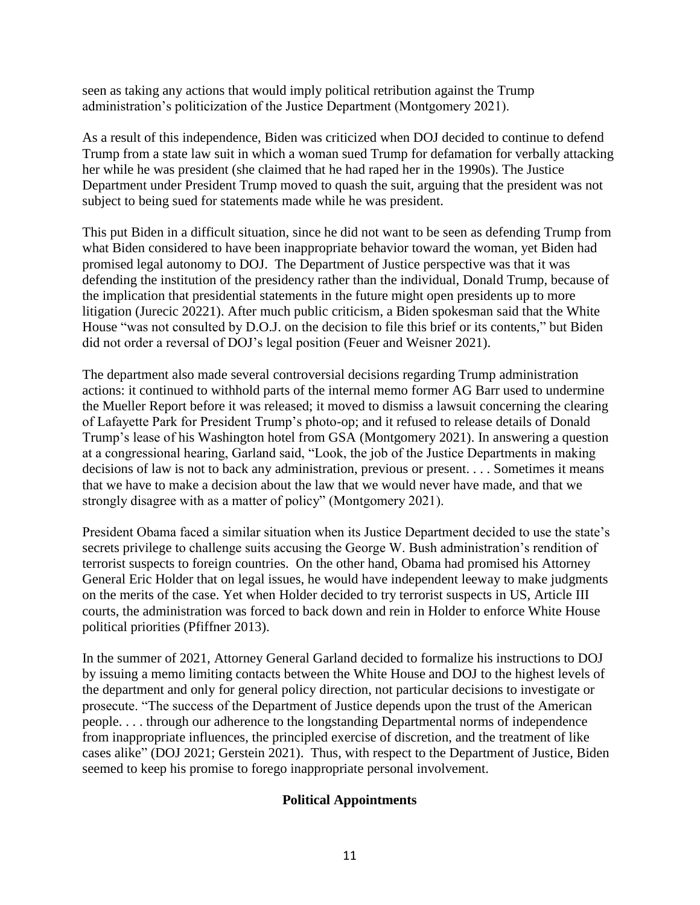seen as taking any actions that would imply political retribution against the Trump administration's politicization of the Justice Department (Montgomery 2021).

As a result of this independence, Biden was criticized when DOJ decided to continue to defend Trump from a state law suit in which a woman sued Trump for defamation for verbally attacking her while he was president (she claimed that he had raped her in the 1990s). The Justice Department under President Trump moved to quash the suit, arguing that the president was not subject to being sued for statements made while he was president.

This put Biden in a difficult situation, since he did not want to be seen as defending Trump from what Biden considered to have been inappropriate behavior toward the woman, yet Biden had promised legal autonomy to DOJ. The Department of Justice perspective was that it was defending the institution of the presidency rather than the individual, Donald Trump, because of the implication that presidential statements in the future might open presidents up to more litigation (Jurecic 20221). After much public criticism, a Biden spokesman said that the White House "was not consulted by D.O.J. on the decision to file this brief or its contents," but Biden did not order a reversal of DOJ's legal position (Feuer and Weisner 2021).

The department also made several controversial decisions regarding Trump administration actions: it continued to withhold parts of the internal memo former AG Barr used to undermine the Mueller Report before it was released; it moved to dismiss a lawsuit concerning the clearing of Lafayette Park for President Trump's photo-op; and it refused to release details of Donald Trump's lease of his Washington hotel from GSA (Montgomery 2021). In answering a question at a congressional hearing, Garland said, "Look, the job of the Justice Departments in making decisions of law is not to back any administration, previous or present. . . . Sometimes it means that we have to make a decision about the law that we would never have made, and that we strongly disagree with as a matter of policy" (Montgomery 2021).

President Obama faced a similar situation when its Justice Department decided to use the state's secrets privilege to challenge suits accusing the George W. Bush administration's rendition of terrorist suspects to foreign countries. On the other hand, Obama had promised his Attorney General Eric Holder that on legal issues, he would have independent leeway to make judgments on the merits of the case. Yet when Holder decided to try terrorist suspects in US, Article III courts, the administration was forced to back down and rein in Holder to enforce White House political priorities (Pfiffner 2013).

In the summer of 2021, Attorney General Garland decided to formalize his instructions to DOJ by issuing a memo limiting contacts between the White House and DOJ to the highest levels of the department and only for general policy direction, not particular decisions to investigate or prosecute. "The success of the Department of Justice depends upon the trust of the American people. . . . through our adherence to the longstanding Departmental norms of independence from inappropriate influences, the principled exercise of discretion, and the treatment of like cases alike" (DOJ 2021; Gerstein 2021). Thus, with respect to the Department of Justice, Biden seemed to keep his promise to forego inappropriate personal involvement.

## Political Appointments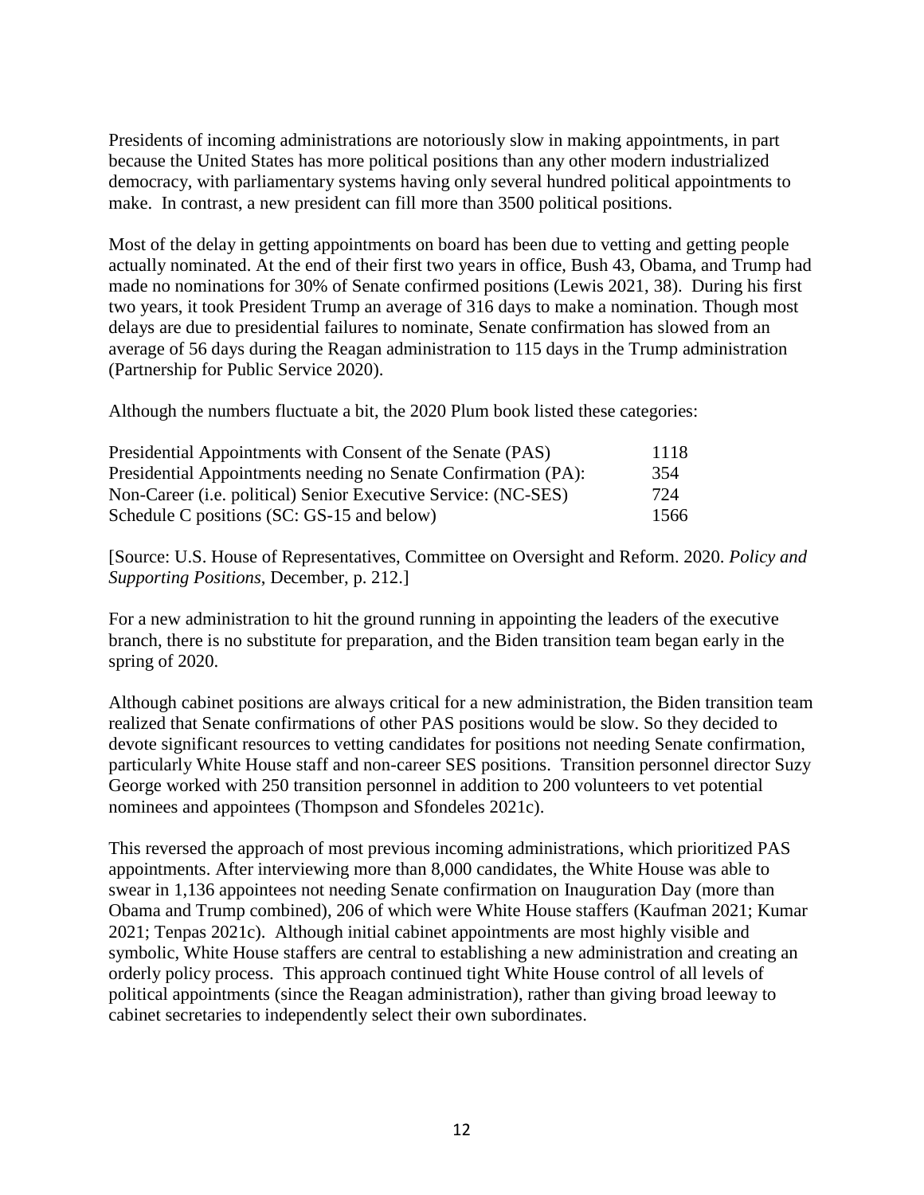Presidents of incoming administrations are notoriously slow in making appointments, in part because the United States has more political positions than any other modern industrialized democracy, with parliamentary systems having only several hundred political appointments to make. In contrast, a new president can fill more than 3500 political positions.

Most of the delay in getting appointments on board has been due to vetting and getting people actually nominated. At the end of their first two years in office, Bush 43, Obama, and Trump had made no nominations for 30% of Senate confirmed positions (Lewis 2021, 38). During his first two years, it took President Trump an average of 316 days to make a nomination. Though most delays are due to presidential failures to nominate, Senate confirmation has slowed from an average of 56 days during the Reagan administration to 115 days in the Trump administration (Partnership for Public Service 2020).

Although the numbers fluctuate a bit, the 2020 Plum book listed these categories:

| | |
|---|---|
| Presidential Appointments with Consent of the Senate (PAS) | 1118 |
| Presidential Appointments needing no Senate Confirmation (PA): | 354 |
| Non-Career (i.e. political) Senior Executive Service: (NC-SES) | 724 |
| Schedule C positions (SC: GS-15 and below) | 1566 |

[Source: U.S. House of Representatives, Committee on Oversight and Reform. 2020. *Policy and Supporting Positions*, December, p. 212.]

For a new administration to hit the ground running in appointing the leaders of the executive branch, there is no substitute for preparation, and the Biden transition team began early in the spring of 2020.

Although cabinet positions are always critical for a new administration, the Biden transition team realized that Senate confirmations of other PAS positions would be slow. So they decided to devote significant resources to vetting candidates for positions not needing Senate confirmation, particularly White House staff and non-career SES positions. Transition personnel director Suzy George worked with 250 transition personnel in addition to 200 volunteers to vet potential nominees and appointees (Thompson and Sfondeles 2021c).

This reversed the approach of most previous incoming administrations, which prioritized PAS appointments. After interviewing more than 8,000 candidates, the White House was able to swear in 1,136 appointees not needing Senate confirmation on Inauguration Day (more than Obama and Trump combined), 206 of which were White House staffers (Kaufman 2021; Kumar 2021; Tenpas 2021c). Although initial cabinet appointments are most highly visible and symbolic, White House staffers are central to establishing a new administration and creating an orderly policy process. This approach continued tight White House control of all levels of political appointments (since the Reagan administration), rather than giving broad leeway to cabinet secretaries to independently select their own subordinates.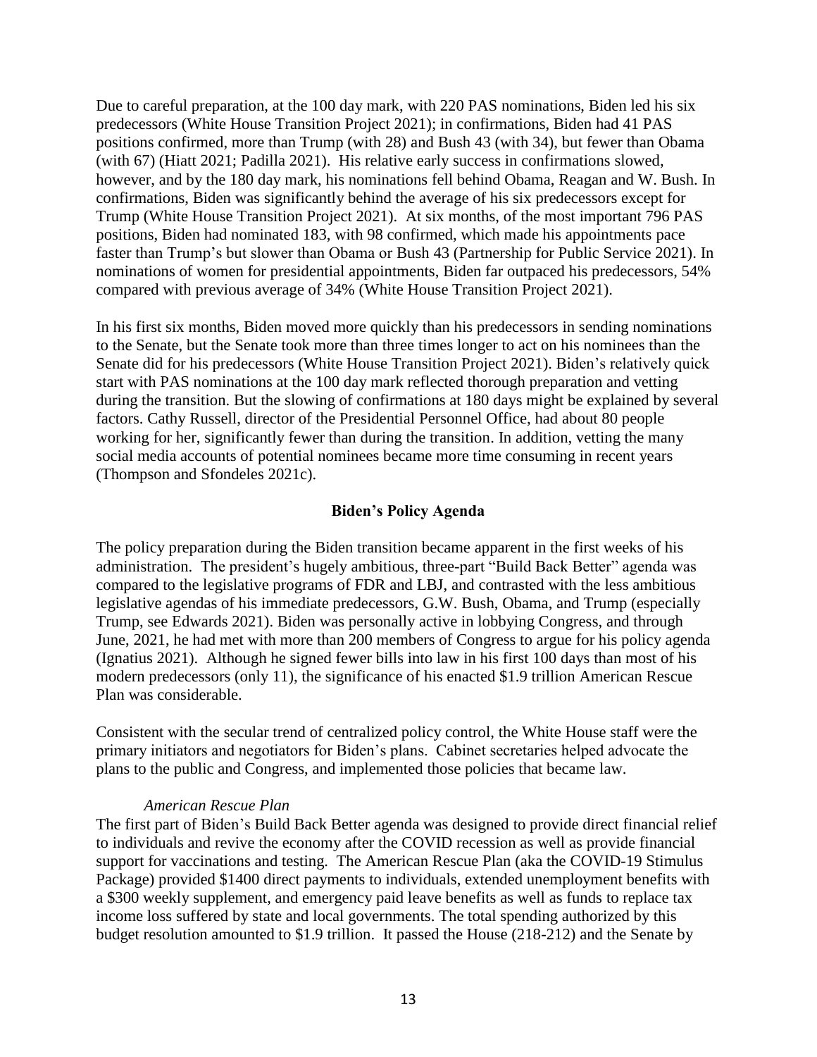Due to careful preparation, at the 100 day mark, with 220 PAS nominations, Biden led his six predecessors (White House Transition Project 2021); in confirmations, Biden had 41 PAS positions confirmed, more than Trump (with 28) and Bush 43 (with 34), but fewer than Obama (with 67) (Hiatt 2021; Padilla 2021). His relative early success in confirmations slowed, however, and by the 180 day mark, his nominations fell behind Obama, Reagan and W. Bush. In confirmations, Biden was significantly behind the average of his six predecessors except for Trump (White House Transition Project 2021). At six months, of the most important 796 PAS positions, Biden had nominated 183, with 98 confirmed, which made his appointments pace faster than Trump's but slower than Obama or Bush 43 (Partnership for Public Service 2021). In nominations of women for presidential appointments, Biden far outpaced his predecessors, 54% compared with previous average of 34% (White House Transition Project 2021).

In his first six months, Biden moved more quickly than his predecessors in sending nominations to the Senate, but the Senate took more than three times longer to act on his nominees than the Senate did for his predecessors (White House Transition Project 2021). Biden's relatively quick start with PAS nominations at the 100 day mark reflected thorough preparation and vetting during the transition. But the slowing of confirmations at 180 days might be explained by several factors. Cathy Russell, director of the Presidential Personnel Office, had about 80 people working for her, significantly fewer than during the transition. In addition, vetting the many social media accounts of potential nominees became more time consuming in recent years (Thompson and Sfondeles 2021c).

## Biden's Policy Agenda

The policy preparation during the Biden transition became apparent in the first weeks of his administration. The president's hugely ambitious, three-part "Build Back Better" agenda was compared to the legislative programs of FDR and LBJ, and contrasted with the less ambitious legislative agendas of his immediate predecessors, G.W. Bush, Obama, and Trump (especially Trump, see Edwards 2021). Biden was personally active in lobbying Congress, and through June, 2021, he had met with more than 200 members of Congress to argue for his policy agenda (Ignatius 2021). Although he signed fewer bills into law in his first 100 days than most of his modern predecessors (only 11), the significance of his enacted $1.9 trillion American Rescue Plan was considerable.

Consistent with the secular trend of centralized policy control, the White House staff were the primary initiators and negotiators for Biden's plans. Cabinet secretaries helped advocate the plans to the public and Congress, and implemented those policies that became law.

### *American Rescue Plan*

The first part of Biden's Build Back Better agenda was designed to provide direct financial relief to individuals and revive the economy after the COVID recession as well as provide financial support for vaccinations and testing. The American Rescue Plan (aka the COVID-19 Stimulus Package) provided $1400 direct payments to individuals, extended unemployment benefits with a $300 weekly supplement, and emergency paid leave benefits as well as funds to replace tax income loss suffered by state and local governments. The total spending authorized by this budget resolution amounted to $1.9 trillion. It passed the House (218-212) and the Senate by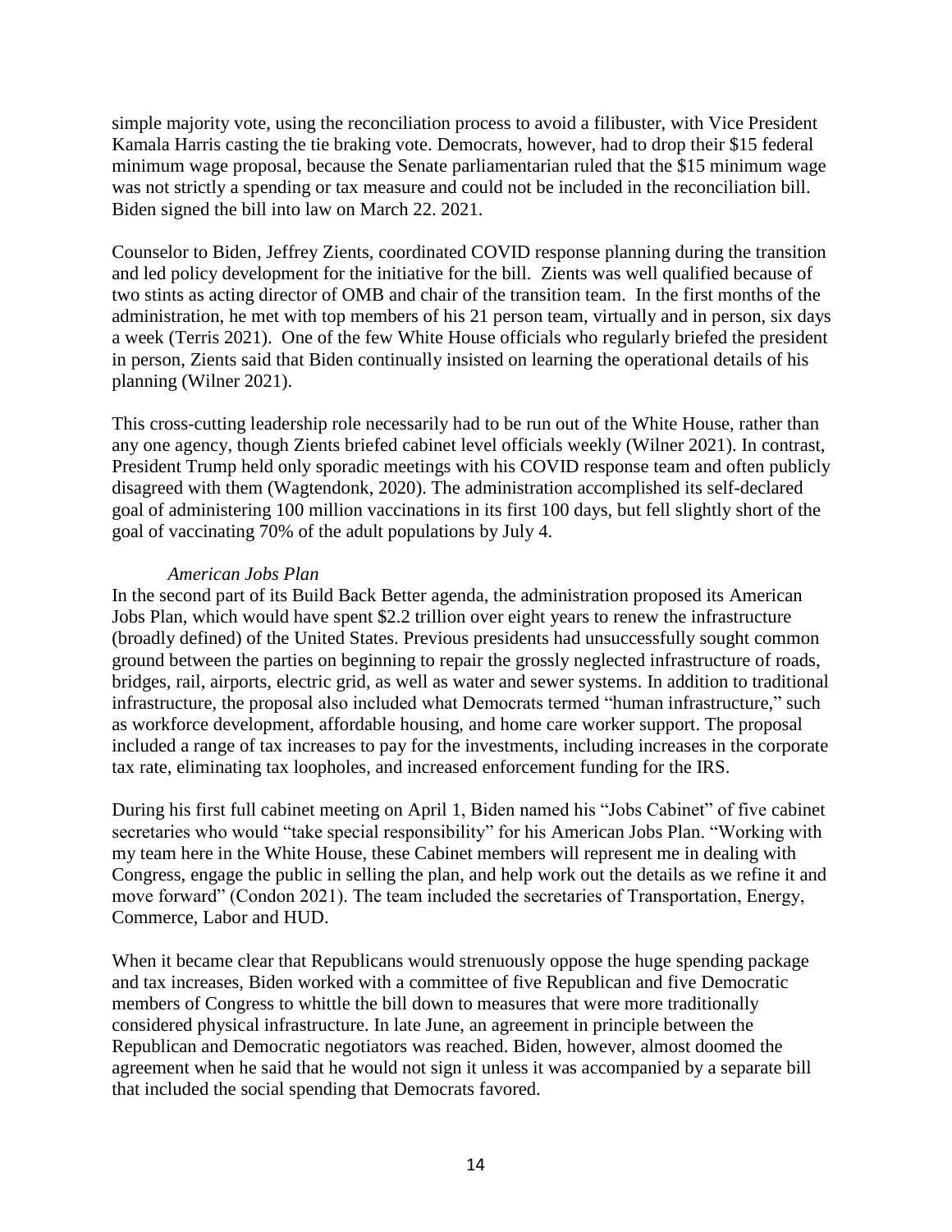simple majority vote, using the reconciliation process to avoid a filibuster, with Vice President Kamala Harris casting the tie braking vote. Democrats, however, had to drop their $15 federal minimum wage proposal, because the Senate parliamentarian ruled that the $15 minimum wage was not strictly a spending or tax measure and could not be included in the reconciliation bill. Biden signed the bill into law on March 22. 2021.

Counselor to Biden, Jeffrey Zients, coordinated COVID response planning during the transition and led policy development for the initiative for the bill. Zients was well qualified because of two stints as acting director of OMB and chair of the transition team. In the first months of the administration, he met with top members of his 21 person team, virtually and in person, six days a week (Terris 2021). One of the few White House officials who regularly briefed the president in person, Zients said that Biden continually insisted on learning the operational details of his planning (Wilner 2021).

This cross-cutting leadership role necessarily had to be run out of the White House, rather than any one agency, though Zients briefed cabinet level officials weekly (Wilner 2021). In contrast, President Trump held only sporadic meetings with his COVID response team and often publicly disagreed with them (Wagtendonk, 2020). The administration accomplished its self-declared goal of administering 100 million vaccinations in its first 100 days, but fell slightly short of the goal of vaccinating 70% of the adult populations by July 4.

*American Jobs Plan*

In the second part of its Build Back Better agenda, the administration proposed its American Jobs Plan, which would have spent $2.2 trillion over eight years to renew the infrastructure (broadly defined) of the United States. Previous presidents had unsuccessfully sought common ground between the parties on beginning to repair the grossly neglected infrastructure of roads, bridges, rail, airports, electric grid, as well as water and sewer systems. In addition to traditional infrastructure, the proposal also included what Democrats termed "human infrastructure," such as workforce development, affordable housing, and home care worker support. The proposal included a range of tax increases to pay for the investments, including increases in the corporate tax rate, eliminating tax loopholes, and increased enforcement funding for the IRS.

During his first full cabinet meeting on April 1, Biden named his "Jobs Cabinet" of five cabinet secretaries who would "take special responsibility" for his American Jobs Plan. "Working with my team here in the White House, these Cabinet members will represent me in dealing with Congress, engage the public in selling the plan, and help work out the details as we refine it and move forward" (Condon 2021). The team included the secretaries of Transportation, Energy, Commerce, Labor and HUD.

When it became clear that Republicans would strenuously oppose the huge spending package and tax increases, Biden worked with a committee of five Republican and five Democratic members of Congress to whittle the bill down to measures that were more traditionally considered physical infrastructure. In late June, an agreement in principle between the Republican and Democratic negotiators was reached. Biden, however, almost doomed the agreement when he said that he would not sign it unless it was accompanied by a separate bill that included the social spending that Democrats favored.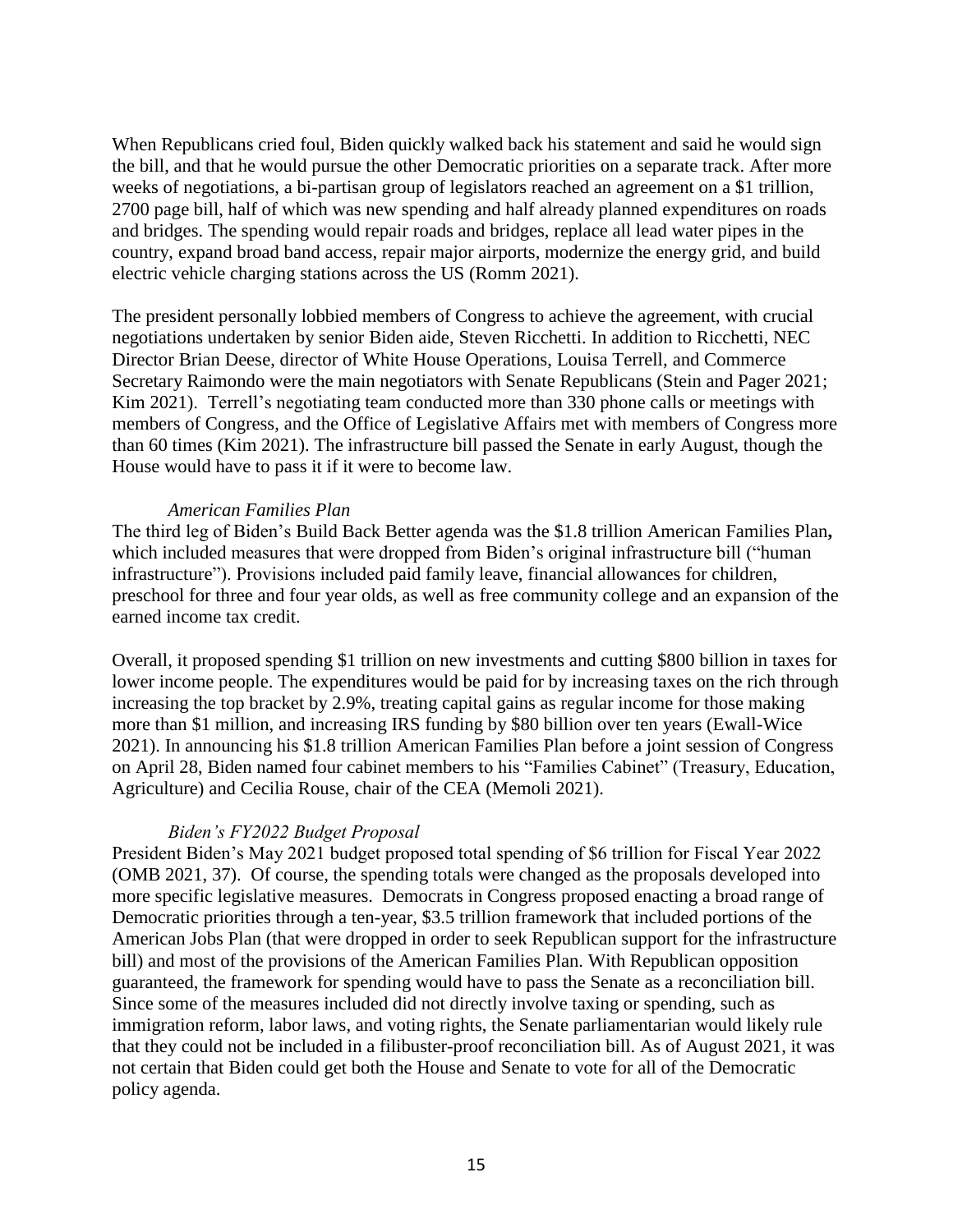When Republicans cried foul, Biden quickly walked back his statement and said he would sign the bill, and that he would pursue the other Democratic priorities on a separate track. After more weeks of negotiations, a bi-partisan group of legislators reached an agreement on a $1 trillion, 2700 page bill, half of which was new spending and half already planned expenditures on roads and bridges. The spending would repair roads and bridges, replace all lead water pipes in the country, expand broad band access, repair major airports, modernize the energy grid, and build electric vehicle charging stations across the US (Romm 2021).

The president personally lobbied members of Congress to achieve the agreement, with crucial negotiations undertaken by senior Biden aide, Steven Ricchetti. In addition to Ricchetti, NEC Director Brian Deese, director of White House Operations, Louisa Terrell, and Commerce Secretary Raimondo were the main negotiators with Senate Republicans (Stein and Pager 2021; Kim 2021). Terrell's negotiating team conducted more than 330 phone calls or meetings with members of Congress, and the Office of Legislative Affairs met with members of Congress more than 60 times (Kim 2021). The infrastructure bill passed the Senate in early August, though the House would have to pass it if it were to become law.

*American Families Plan*

The third leg of Biden's Build Back Better agenda was the $1.8 trillion American Families Plan**,** which included measures that were dropped from Biden's original infrastructure bill ("human infrastructure"). Provisions included paid family leave, financial allowances for children, preschool for three and four year olds, as well as free community college and an expansion of the earned income tax credit.

Overall, it proposed spending $1 trillion on new investments and cutting $800 billion in taxes for lower income people. The expenditures would be paid for by increasing taxes on the rich through increasing the top bracket by 2.9%, treating capital gains as regular income for those making more than $1 million, and increasing IRS funding by $80 billion over ten years (Ewall-Wice 2021). In announcing his $1.8 trillion American Families Plan before a joint session of Congress on April 28, Biden named four cabinet members to his "Families Cabinet" (Treasury, Education, Agriculture) and Cecilia Rouse, chair of the CEA (Memoli 2021).

*Biden's FY2022 Budget Proposal*

President Biden's May 2021 budget proposed total spending of $6 trillion for Fiscal Year 2022 (OMB 2021, 37). Of course, the spending totals were changed as the proposals developed into more specific legislative measures. Democrats in Congress proposed enacting a broad range of Democratic priorities through a ten-year, $3.5 trillion framework that included portions of the American Jobs Plan (that were dropped in order to seek Republican support for the infrastructure bill) and most of the provisions of the American Families Plan. With Republican opposition guaranteed, the framework for spending would have to pass the Senate as a reconciliation bill. Since some of the measures included did not directly involve taxing or spending, such as immigration reform, labor laws, and voting rights, the Senate parliamentarian would likely rule that they could not be included in a filibuster-proof reconciliation bill. As of August 2021, it was not certain that Biden could get both the House and Senate to vote for all of the Democratic policy agenda.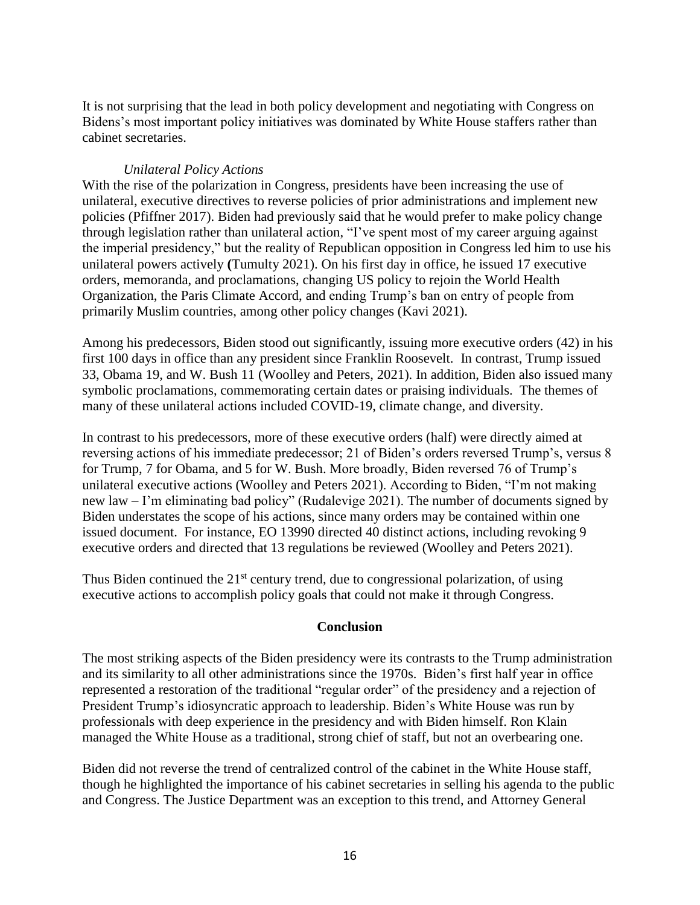It is not surprising that the lead in both policy development and negotiating with Congress on Bidens's most important policy initiatives was dominated by White House staffers rather than cabinet secretaries.

*Unilateral Policy Actions*

With the rise of the polarization in Congress, presidents have been increasing the use of unilateral, executive directives to reverse policies of prior administrations and implement new policies (Pfiffner 2017). Biden had previously said that he would prefer to make policy change through legislation rather than unilateral action, "I've spent most of my career arguing against the imperial presidency," but the reality of Republican opposition in Congress led him to use his unilateral powers actively **(**Tumulty 2021). On his first day in office, he issued 17 executive orders, memoranda, and proclamations, changing US policy to rejoin the World Health Organization, the Paris Climate Accord, and ending Trump's ban on entry of people from primarily Muslim countries, among other policy changes (Kavi 2021).

Among his predecessors, Biden stood out significantly, issuing more executive orders (42) in his first 100 days in office than any president since Franklin Roosevelt. In contrast, Trump issued 33, Obama 19, and W. Bush 11 (Woolley and Peters, 2021). In addition, Biden also issued many symbolic proclamations, commemorating certain dates or praising individuals. The themes of many of these unilateral actions included COVID-19, climate change, and diversity.

In contrast to his predecessors, more of these executive orders (half) were directly aimed at reversing actions of his immediate predecessor; 21 of Biden's orders reversed Trump's, versus 8 for Trump, 7 for Obama, and 5 for W. Bush. More broadly, Biden reversed 76 of Trump's unilateral executive actions (Woolley and Peters 2021). According to Biden, "I'm not making new law – I'm eliminating bad policy" (Rudalevige 2021). The number of documents signed by Biden understates the scope of his actions, since many orders may be contained within one issued document. For instance, EO 13990 directed 40 distinct actions, including revoking 9 executive orders and directed that 13 regulations be reviewed (Woolley and Peters 2021).

Thus Biden continued the 21st century trend, due to congressional polarization, of using executive actions to accomplish policy goals that could not make it through Congress.

## Conclusion

The most striking aspects of the Biden presidency were its contrasts to the Trump administration and its similarity to all other administrations since the 1970s. Biden's first half year in office represented a restoration of the traditional "regular order" of the presidency and a rejection of President Trump's idiosyncratic approach to leadership. Biden's White House was run by professionals with deep experience in the presidency and with Biden himself. Ron Klain managed the White House as a traditional, strong chief of staff, but not an overbearing one.

Biden did not reverse the trend of centralized control of the cabinet in the White House staff, though he highlighted the importance of his cabinet secretaries in selling his agenda to the public and Congress. The Justice Department was an exception to this trend, and Attorney General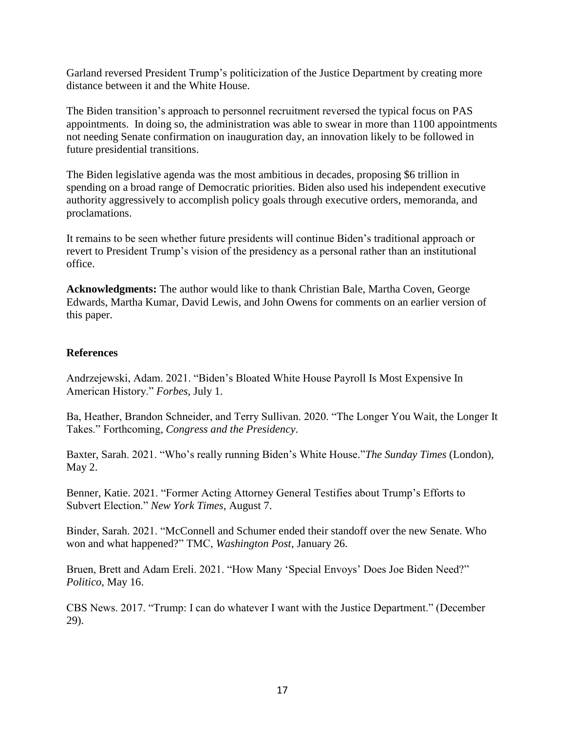Garland reversed President Trump's politicization of the Justice Department by creating more distance between it and the White House.

The Biden transition's approach to personnel recruitment reversed the typical focus on PAS appointments. In doing so, the administration was able to swear in more than 1100 appointments not needing Senate confirmation on inauguration day, an innovation likely to be followed in future presidential transitions.

The Biden legislative agenda was the most ambitious in decades, proposing $6 trillion in spending on a broad range of Democratic priorities. Biden also used his independent executive authority aggressively to accomplish policy goals through executive orders, memoranda, and proclamations.

It remains to be seen whether future presidents will continue Biden's traditional approach or revert to President Trump's vision of the presidency as a personal rather than an institutional office.

**Acknowledgments:** The author would like to thank Christian Bale, Martha Coven, George Edwards, Martha Kumar, David Lewis, and John Owens for comments on an earlier version of this paper.

## References

Andrzejewski, Adam. 2021. "Biden's Bloated White House Payroll Is Most Expensive In American History." *Forbes*, July 1.

Ba, Heather, Brandon Schneider, and Terry Sullivan. 2020. "The Longer You Wait, the Longer It Takes." Forthcoming, *Congress and the Presidency*.

Baxter, Sarah. 2021. "Who's really running Biden's White House."*The Sunday Times* (London), May 2.

Benner, Katie. 2021. "Former Acting Attorney General Testifies about Trump's Efforts to Subvert Election." *New York Times*, August 7.

Binder, Sarah. 2021. "McConnell and Schumer ended their standoff over the new Senate. Who won and what happened?" TMC, *Washington Post*, January 26.

Bruen, Brett and Adam Ereli. 2021. "How Many 'Special Envoys' Does Joe Biden Need?" *Politico*, May 16.

CBS News. 2017. "Trump: I can do whatever I want with the Justice Department." (December 29).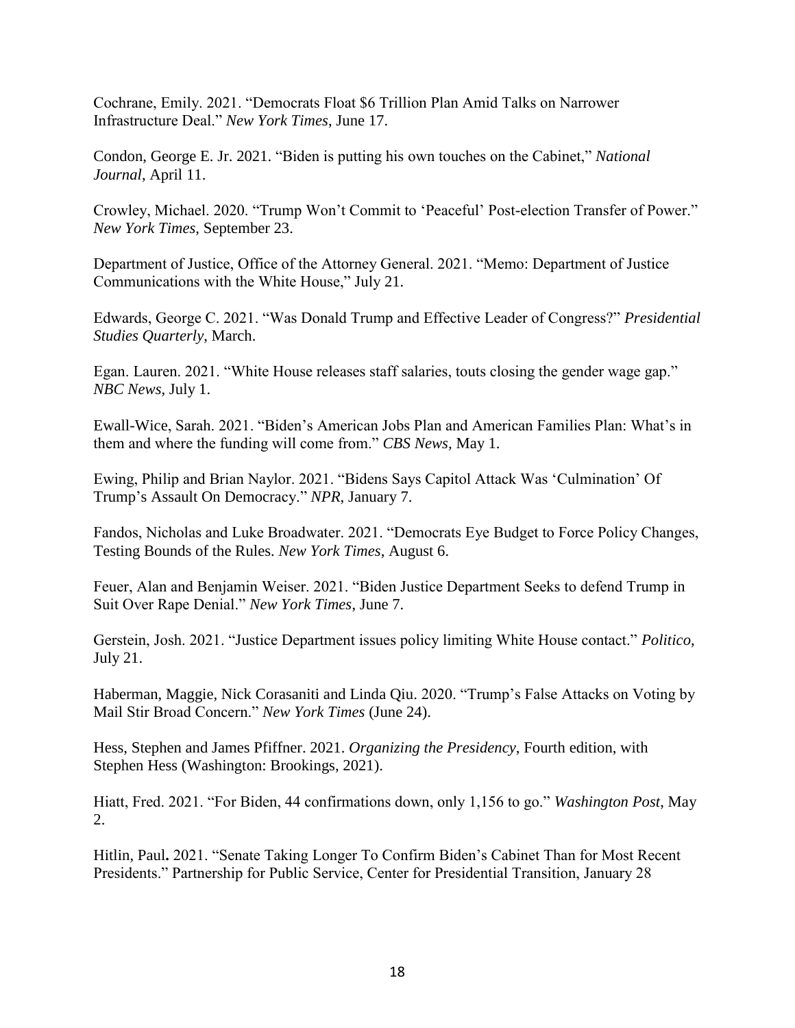Cochrane, Emily. 2021. "Democrats Float $6 Trillion Plan Amid Talks on Narrower Infrastructure Deal." *New York Times*, June 17.

Condon, George E. Jr. 2021. "Biden is putting his own touches on the Cabinet," *National Journal*, April 11.

Crowley, Michael. 2020. "Trump Won't Commit to 'Peaceful' Post-election Transfer of Power." *New York Times*, September 23.

Department of Justice, Office of the Attorney General. 2021. "Memo: Department of Justice Communications with the White House," July 21.

Edwards, George C. 2021. "Was Donald Trump and Effective Leader of Congress?" *Presidential Studies Quarterly*, March.

Egan. Lauren. 2021. "White House releases staff salaries, touts closing the gender wage gap." *NBC News*, July 1.

Ewall-Wice, Sarah. 2021. "Biden's American Jobs Plan and American Families Plan: What's in them and where the funding will come from." *CBS News*, May 1.

Ewing, Philip and Brian Naylor. 2021. "Bidens Says Capitol Attack Was 'Culmination' Of Trump's Assault On Democracy." *NPR*, January 7.

Fandos, Nicholas and Luke Broadwater. 2021. "Democrats Eye Budget to Force Policy Changes, Testing Bounds of the Rules. *New York Times*, August 6.

Feuer, Alan and Benjamin Weiser. 2021. "Biden Justice Department Seeks to defend Trump in Suit Over Rape Denial." *New York Times*, June 7.

Gerstein, Josh. 2021. "Justice Department issues policy limiting White House contact." *Politico*, July 21.

Haberman, Maggie, Nick Corasaniti and Linda Qiu. 2020. "Trump's False Attacks on Voting by Mail Stir Broad Concern." *New York Times* (June 24).

Hess, Stephen and James Pfiffner. 2021. *Organizing the Presidency*, Fourth edition, with Stephen Hess (Washington: Brookings, 2021).

Hiatt, Fred. 2021. "For Biden, 44 confirmations down, only 1,156 to go." *Washington Post*, May 2.

Hitlin, Paul**.** 2021. "Senate Taking Longer To Confirm Biden's Cabinet Than for Most Recent Presidents." Partnership for Public Service, Center for Presidential Transition, January 28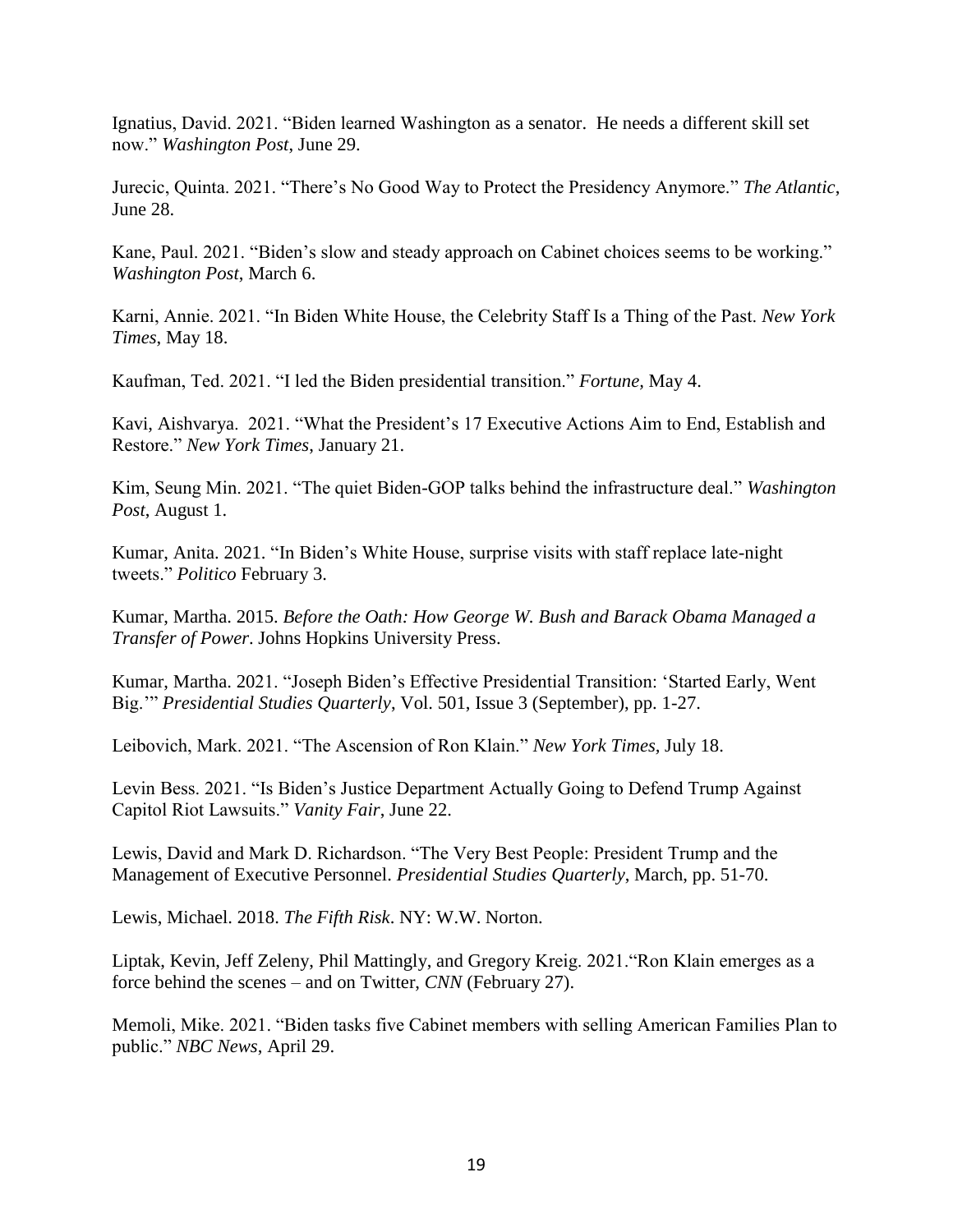Ignatius, David. 2021. "Biden learned Washington as a senator.  He needs a different skill set now." *Washington Post*, June 29.

Jurecic, Quinta. 2021. "There's No Good Way to Protect the Presidency Anymore." *The Atlantic*, June 28.

Kane, Paul. 2021. "Biden's slow and steady approach on Cabinet choices seems to be working." *Washington Post*, March 6.

Karni, Annie. 2021. "In Biden White House, the Celebrity Staff Is a Thing of the Past. *New York Times*, May 18.

Kaufman, Ted. 2021. "I led the Biden presidential transition." *Fortune,* May 4.

Kavi, Aishvarya.  2021. "What the President's 17 Executive Actions Aim to End, Establish and Restore." *New York Times*, January 21.

Kim, Seung Min. 2021. "The quiet Biden-GOP talks behind the infrastructure deal." *Washington Post*, August 1.

Kumar, Anita. 2021. "In Biden's White House, surprise visits with staff replace late-night tweets." *Politico* February 3.

Kumar, Martha. 2015. *Before the Oath: How George W. Bush and Barack Obama Managed a Transfer of Power*. Johns Hopkins University Press.

Kumar, Martha. 2021. "Joseph Biden's Effective Presidential Transition: 'Started Early, Went Big.'" *Presidential Studies Quarterly*, Vol. 501, Issue 3 (September), pp. 1-27.

Leibovich, Mark. 2021. "The Ascension of Ron Klain." *New York Times*, July 18.

Levin Bess. 2021. "Is Biden's Justice Department Actually Going to Defend Trump Against Capitol Riot Lawsuits." *Vanity Fair*, June 22.

Lewis, David and Mark D. Richardson. "The Very Best People: President Trump and the Management of Executive Personnel. *Presidential Studies Quarterly*, March, pp. 51-70.

Lewis, Michael. 2018. *The Fifth Risk*. NY: W.W. Norton.

Liptak, Kevin, Jeff Zeleny, Phil Mattingly, and Gregory Kreig. 2021."Ron Klain emerges as a force behind the scenes – and on Twitter, *CNN* (February 27).

Memoli, Mike. 2021. "Biden tasks five Cabinet members with selling American Families Plan to public." *NBC News*, April 29.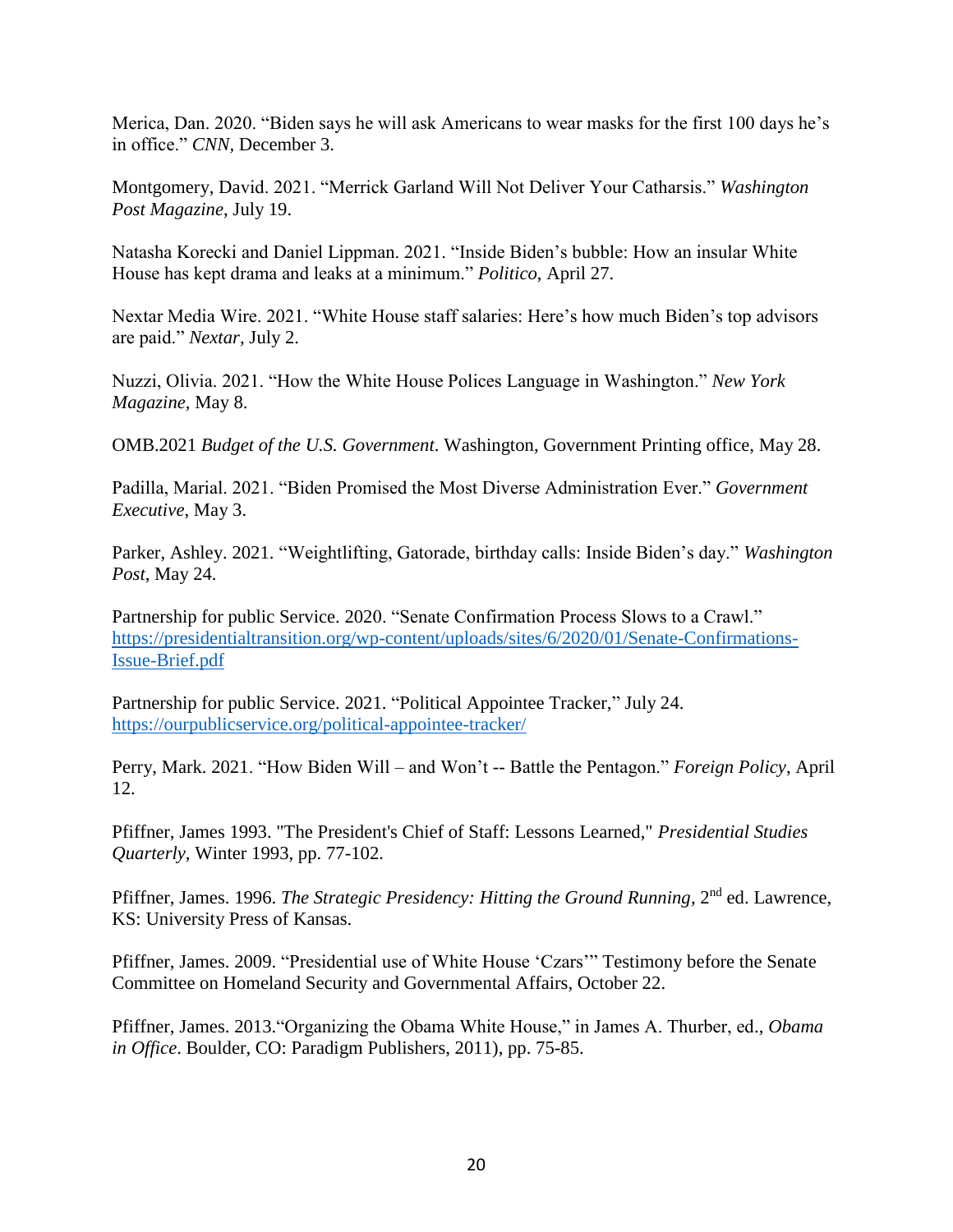Merica, Dan. 2020. "Biden says he will ask Americans to wear masks for the first 100 days he's in office." *CNN*, December 3.

Montgomery, David. 2021. "Merrick Garland Will Not Deliver Your Catharsis." *Washington Post Magazine*, July 19.

Natasha Korecki and Daniel Lippman. 2021. "Inside Biden's bubble: How an insular White House has kept drama and leaks at a minimum." *Politico*, April 27.

Nextar Media Wire. 2021. "White House staff salaries: Here's how much Biden's top advisors are paid." *Nextar*, July 2.

Nuzzi, Olivia. 2021. "How the White House Polices Language in Washington." *New York Magazine*, May 8.

OMB.2021 *Budget of the U.S. Government*. Washington, Government Printing office, May 28.

Padilla, Marial. 2021. "Biden Promised the Most Diverse Administration Ever." *Government Executive*, May 3.

Parker, Ashley. 2021. "Weightlifting, Gatorade, birthday calls: Inside Biden's day." *Washington Post*, May 24.

Partnership for public Service. 2020. "Senate Confirmation Process Slows to a Crawl." https://presidentialtransition.org/wp-content/uploads/sites/6/2020/01/Senate-Confirmations-Issue-Brief.pdf

Partnership for public Service. 2021. "Political Appointee Tracker," July 24. https://ourpublicservice.org/political-appointee-tracker/

Perry, Mark. 2021. "How Biden Will – and Won't -- Battle the Pentagon." *Foreign Policy*, April 12.

Pfiffner, James 1993. "The President's Chief of Staff: Lessons Learned," *Presidential Studies Quarterly*, Winter 1993, pp. 77-102.

Pfiffner, James. 1996. *The Strategic Presidency: Hitting the Ground Running*, 2nd ed. Lawrence, KS: University Press of Kansas.

Pfiffner, James. 2009. "Presidential use of White House 'Czars'" Testimony before the Senate Committee on Homeland Security and Governmental Affairs, October 22.

Pfiffner, James. 2013."Organizing the Obama White House," in James A. Thurber, ed., *Obama in Office*. Boulder, CO: Paradigm Publishers, 2011), pp. 75-85.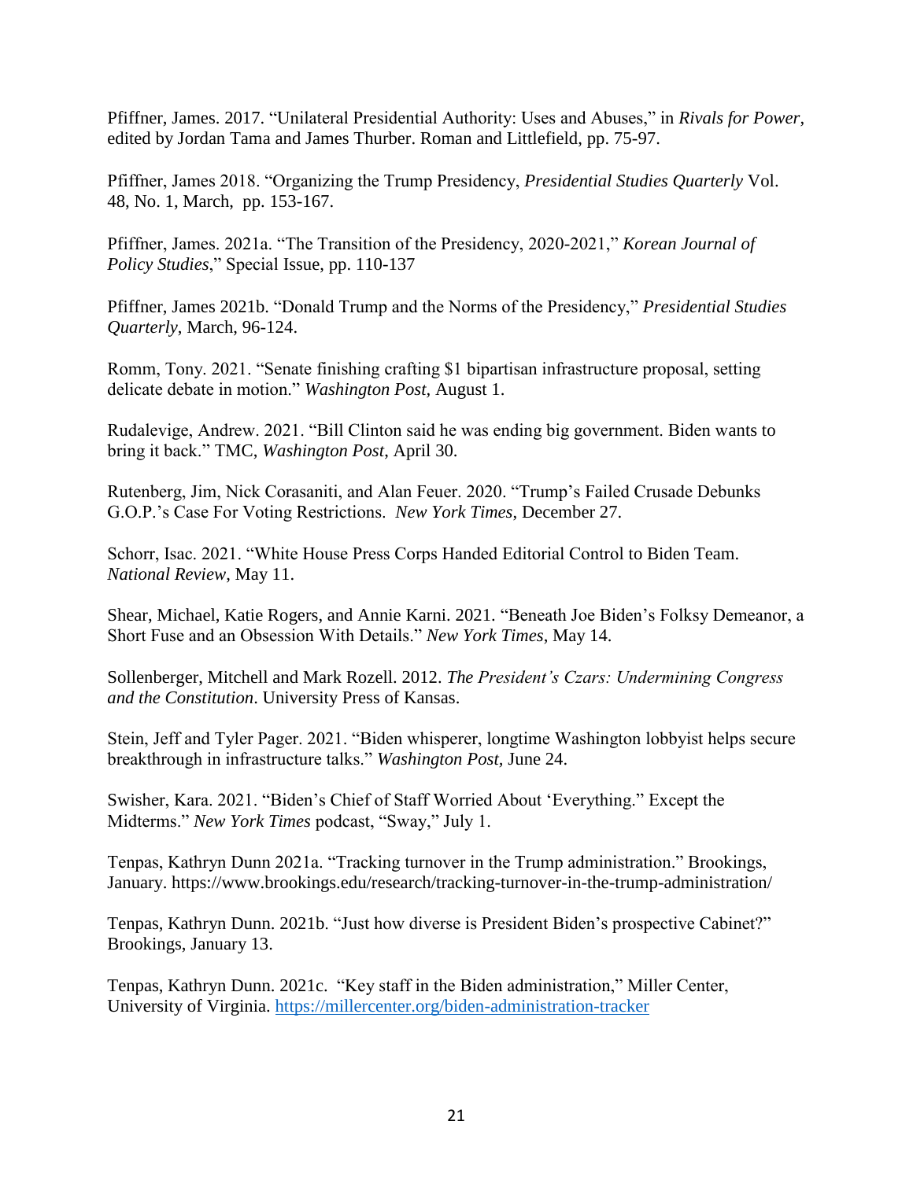Pfiffner, James. 2017. "Unilateral Presidential Authority: Uses and Abuses," in *Rivals for Power*, edited by Jordan Tama and James Thurber. Roman and Littlefield, pp. 75-97.

Pfiffner, James 2018. "Organizing the Trump Presidency, *Presidential Studies Quarterly* Vol. 48, No. 1, March, pp. 153-167.

Pfiffner, James. 2021a. "The Transition of the Presidency, 2020-2021," *Korean Journal of Policy Studies*," Special Issue, pp. 110-137

Pfiffner, James 2021b. "Donald Trump and the Norms of the Presidency," *Presidential Studies Quarterly*, March, 96-124.

Romm, Tony. 2021. "Senate finishing crafting $1 bipartisan infrastructure proposal, setting delicate debate in motion." *Washington Post*, August 1.

Rudalevige, Andrew. 2021. "Bill Clinton said he was ending big government. Biden wants to bring it back." TMC, *Washington Post*, April 30.

Rutenberg, Jim, Nick Corasaniti, and Alan Feuer. 2020. "Trump's Failed Crusade Debunks G.O.P.'s Case For Voting Restrictions. *New York Times*, December 27.

Schorr, Isac. 2021. "White House Press Corps Handed Editorial Control to Biden Team. *National Review*, May 11.

Shear, Michael, Katie Rogers, and Annie Karni. 2021. "Beneath Joe Biden's Folksy Demeanor, a Short Fuse and an Obsession With Details." *New York Times*, May 14.

Sollenberger, Mitchell and Mark Rozell. 2012. *The President's Czars: Undermining Congress and the Constitution*. University Press of Kansas.

Stein, Jeff and Tyler Pager. 2021. "Biden whisperer, longtime Washington lobbyist helps secure breakthrough in infrastructure talks." *Washington Post,* June 24.

Swisher, Kara. 2021. "Biden's Chief of Staff Worried About 'Everything." Except the Midterms." *New York Times* podcast, "Sway," July 1.

Tenpas, Kathryn Dunn 2021a. "Tracking turnover in the Trump administration." Brookings, January. https://www.brookings.edu/research/tracking-turnover-in-the-trump-administration/

Tenpas, Kathryn Dunn. 2021b. "Just how diverse is President Biden's prospective Cabinet?" Brookings, January 13.

Tenpas, Kathryn Dunn. 2021c. "Key staff in the Biden administration," Miller Center, University of Virginia. https://millercenter.org/biden-administration-tracker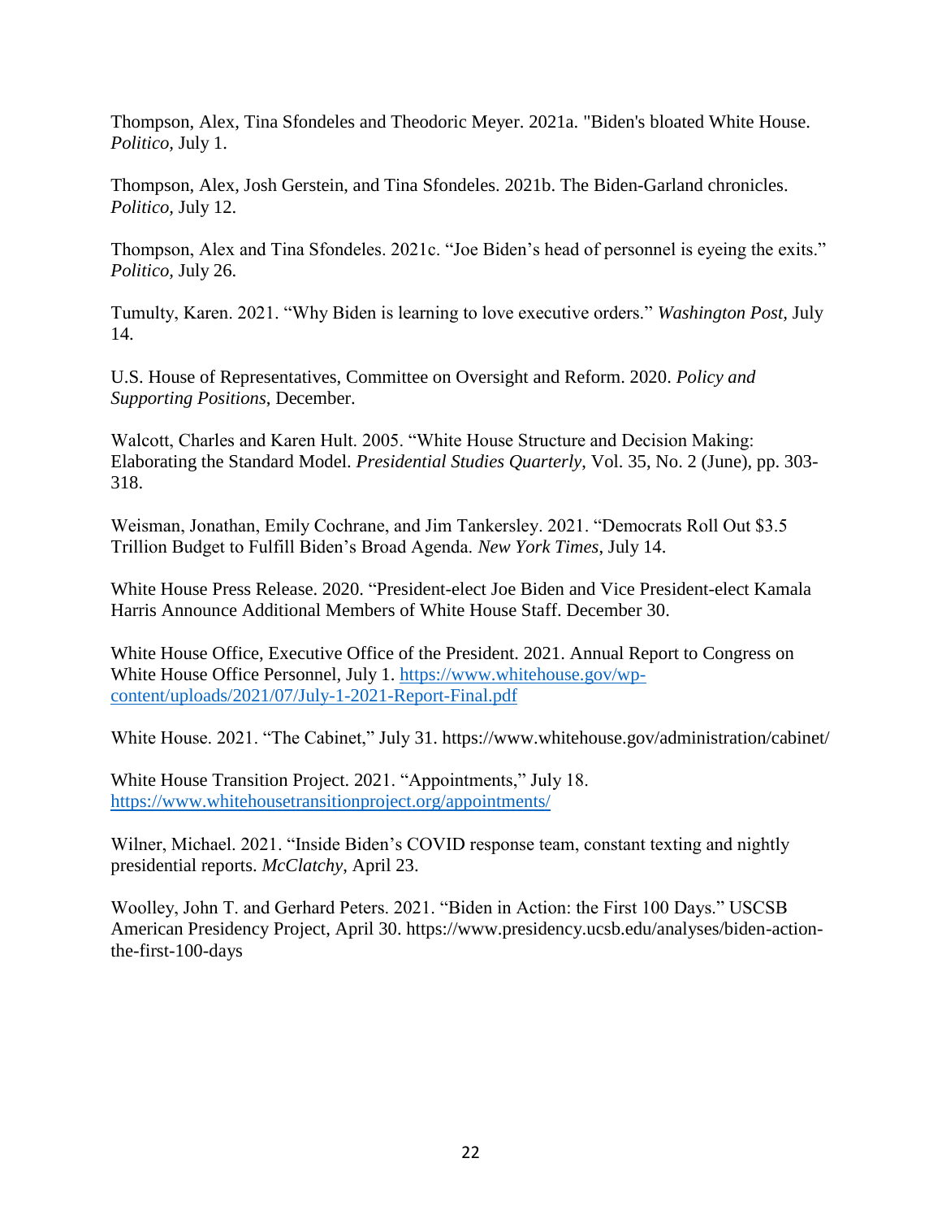Thompson, Alex, Tina Sfondeles and Theodoric Meyer. 2021a. "Biden's bloated White House. *Politico*, July 1.

Thompson, Alex, Josh Gerstein, and Tina Sfondeles. 2021b. The Biden-Garland chronicles. *Politico*, July 12.

Thompson, Alex and Tina Sfondeles. 2021c. "Joe Biden's head of personnel is eyeing the exits." *Politico*, July 26.

Tumulty, Karen. 2021. "Why Biden is learning to love executive orders." *Washington Post*, July 14.

U.S. House of Representatives, Committee on Oversight and Reform. 2020. *Policy and Supporting Positions*, December.

Walcott, Charles and Karen Hult. 2005. "White House Structure and Decision Making: Elaborating the Standard Model. *Presidential Studies Quarterly*, Vol. 35, No. 2 (June), pp. 303-318.

Weisman, Jonathan, Emily Cochrane, and Jim Tankersley. 2021. "Democrats Roll Out $3.5 Trillion Budget to Fulfill Biden's Broad Agenda. *New York Times*, July 14.

White House Press Release. 2020. "President-elect Joe Biden and Vice President-elect Kamala Harris Announce Additional Members of White House Staff. December 30.

White House Office, Executive Office of the President. 2021. Annual Report to Congress on White House Office Personnel, July 1. https://www.whitehouse.gov/wp-content/uploads/2021/07/July-1-2021-Report-Final.pdf

White House. 2021. "The Cabinet," July 31. https://www.whitehouse.gov/administration/cabinet/

White House Transition Project. 2021. "Appointments," July 18. https://www.whitehousetransitionproject.org/appointments/

Wilner, Michael. 2021. "Inside Biden's COVID response team, constant texting and nightly presidential reports. *McClatchy*, April 23.

Woolley, John T. and Gerhard Peters. 2021. "Biden in Action: the First 100 Days." USCSB American Presidency Project, April 30. https://www.presidency.ucsb.edu/analyses/biden-action-the-first-100-days